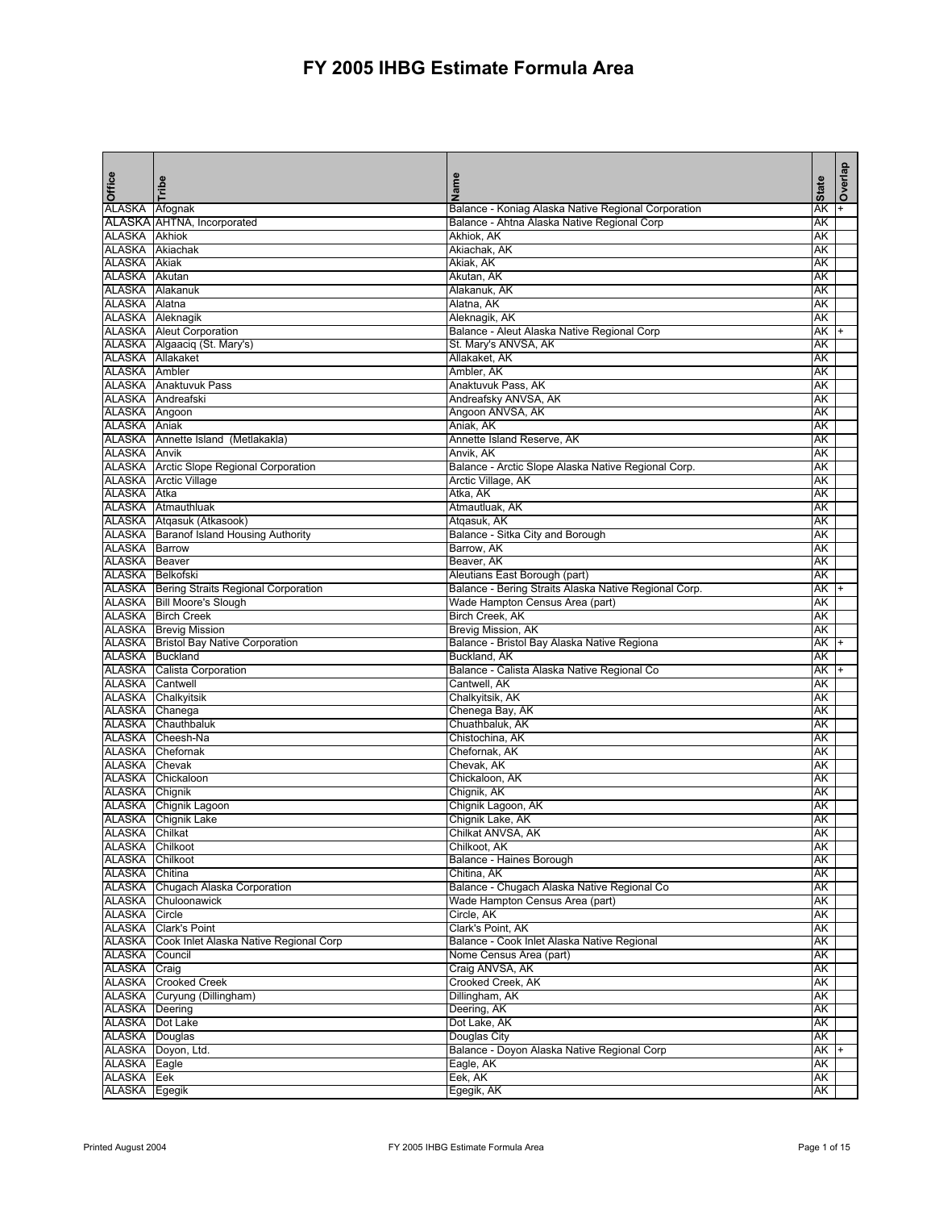# FY 2005 IHBG Estimate Formula Area

| Office | Tribe | Name | State | Overlap |
|---|---|---|---|---|
| ALASKA | Afognak | Balance - Koniag Alaska Native Regional Corporation | AK | + |
| ALASKA | AHTNA, Incorporated | Balance - Ahtna Alaska Native Regional Corp | AK | |
| ALASKA | Akhiok | Akhiok, AK | AK | |
| ALASKA | Akiachak | Akiachak, AK | AK | |
| ALASKA | Akiak | Akiak, AK | AK | |
| ALASKA | Akutan | Akutan, AK | AK | |
| ALASKA | Alakanuk | Alakanuk, AK | AK | |
| ALASKA | Alatna | Alatna, AK | AK | |
| ALASKA | Aleknagik | Aleknagik, AK | AK | |
| ALASKA | Aleut Corporation | Balance - Aleut Alaska Native Regional Corp | AK | + |
| ALASKA | Algaaciq (St. Mary's) | St. Mary's ANVSA, AK | AK | |
| ALASKA | Allakaket | Allakaket, AK | AK | |
| ALASKA | Ambler | Ambler, AK | AK | |
| ALASKA | Anaktuvuk Pass | Anaktuvuk Pass, AK | AK | |
| ALASKA | Andreafski | Andreafsky ANVSA, AK | AK | |
| ALASKA | Angoon | Angoon ANVSA, AK | AK | |
| ALASKA | Aniak | Aniak, AK | AK | |
| ALASKA | Annette Island (Metlakakla) | Annette Island Reserve, AK | AK | |
| ALASKA | Anvik | Anvik, AK | AK | |
| ALASKA | Arctic Slope Regional Corporation | Balance - Arctic Slope Alaska Native Regional Corp. | AK | |
| ALASKA | Arctic Village | Arctic Village, AK | AK | |
| ALASKA | Atka | Atka, AK | AK | |
| ALASKA | Atmauthluak | Atmautluak, AK | AK | |
| ALASKA | Atqasuk (Atkasook) | Atqasuk, AK | AK | |
| ALASKA | Baranof Island Housing Authority | Balance - Sitka City and Borough | AK | |
| ALASKA | Barrow | Barrow, AK | AK | |
| ALASKA | Beaver | Beaver, AK | AK | |
| ALASKA | Belkofski | Aleutians East Borough (part) | AK | |
| ALASKA | Bering Straits Regional Corporation | Balance - Bering Straits Alaska Native Regional Corp. | AK | + |
| ALASKA | Bill Moore's Slough | Wade Hampton Census Area (part) | AK | |
| ALASKA | Birch Creek | Birch Creek, AK | AK | |
| ALASKA | Brevig Mission | Brevig Mission, AK | AK | |
| ALASKA | Bristol Bay Native Corporation | Balance - Bristol Bay Alaska Native Regiona | AK | + |
| ALASKA | Buckland | Buckland, AK | AK | |
| ALASKA | Calista Corporation | Balance - Calista Alaska Native Regional Co | AK | + |
| ALASKA | Cantwell | Cantwell, AK | AK | |
| ALASKA | Chalkyitsik | Chalkyitsik, AK | AK | |
| ALASKA | Chanega | Chenega Bay, AK | AK | |
| ALASKA | Chauthbaluk | Chuathbaluk, AK | AK | |
| ALASKA | Cheesh-Na | Chistochina, AK | AK | |
| ALASKA | Chefornak | Chefornak, AK | AK | |
| ALASKA | Chevak | Chevak, AK | AK | |
| ALASKA | Chickaloon | Chickaloon, AK | AK | |
| ALASKA | Chignik | Chignik, AK | AK | |
| ALASKA | Chignik Lagoon | Chignik Lagoon, AK | AK | |
| ALASKA | Chignik Lake | Chignik Lake, AK | AK | |
| ALASKA | Chilkat | Chilkat ANVSA, AK | AK | |
| ALASKA | Chilkoot | Chilkoot, AK | AK | |
| ALASKA | Chilkoot | Balance - Haines Borough | AK | |
| ALASKA | Chitina | Chitina, AK | AK | |
| ALASKA | Chugach Alaska Corporation | Balance - Chugach Alaska Native Regional Co | AK | |
| ALASKA | Chuloonawick | Wade Hampton Census Area (part) | AK | |
| ALASKA | Circle | Circle, AK | AK | |
| ALASKA | Clark's Point | Clark's Point, AK | AK | |
| ALASKA | Cook Inlet Alaska Native Regional Corp | Balance - Cook Inlet Alaska Native Regional | AK | |
| ALASKA | Council | Nome Census Area (part) | AK | |
| ALASKA | Craig | Craig ANVSA, AK | AK | |
| ALASKA | Crooked Creek | Crooked Creek, AK | AK | |
| ALASKA | Curyung (Dillingham) | Dillingham, AK | AK | |
| ALASKA | Deering | Deering, AK | AK | |
| ALASKA | Dot Lake | Dot Lake, AK | AK | |
| ALASKA | Douglas | Douglas City | AK | |
| ALASKA | Doyon, Ltd. | Balance - Doyon Alaska Native Regional Corp | AK | + |
| ALASKA | Eagle | Eagle, AK | AK | |
| ALASKA | Eek | Eek, AK | AK | |
| ALASKA | Egegik | Egegik, AK | AK | |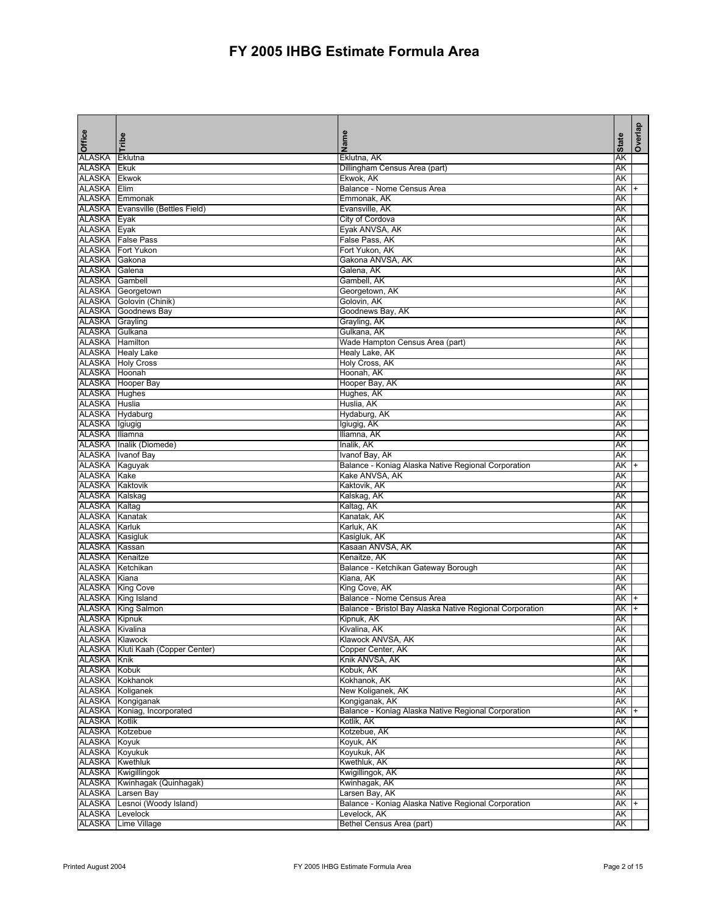# FY 2005 IHBG Estimate Formula Area

| Office | Tribe | Name | State | Overlap |
|---|---|---|---|---|
| ALASKA | Eklutna | Eklutna, AK | AK | |
| ALASKA | Ekuk | Dillingham Census Area (part) | AK | |
| ALASKA | Ekwok | Ekwok, AK | AK | |
| ALASKA | Elim | Balance - Nome Census Area | AK | + |
| ALASKA | Emmonak | Emmonak, AK | AK | |
| ALASKA | Evansville (Bettles Field) | Evansville, AK | AK | |
| ALASKA | Eyak | City of Cordova | AK | |
| ALASKA | Eyak | Eyak ANVSA, AK | AK | |
| ALASKA | False Pass | False Pass, AK | AK | |
| ALASKA | Fort Yukon | Fort Yukon, AK | AK | |
| ALASKA | Gakona | Gakona ANVSA, AK | AK | |
| ALASKA | Galena | Galena, AK | AK | |
| ALASKA | Gambell | Gambell, AK | AK | |
| ALASKA | Georgetown | Georgetown, AK | AK | |
| ALASKA | Golovin (Chinik) | Golovin, AK | AK | |
| ALASKA | Goodnews Bay | Goodnews Bay, AK | AK | |
| ALASKA | Grayling | Grayling, AK | AK | |
| ALASKA | Gulkana | Gulkana, AK | AK | |
| ALASKA | Hamilton | Wade Hampton Census Area (part) | AK | |
| ALASKA | Healy Lake | Healy Lake, AK | AK | |
| ALASKA | Holy Cross | Holy Cross, AK | AK | |
| ALASKA | Hoonah | Hoonah, AK | AK | |
| ALASKA | Hooper Bay | Hooper Bay, AK | AK | |
| ALASKA | Hughes | Hughes, AK | AK | |
| ALASKA | Huslia | Huslia, AK | AK | |
| ALASKA | Hydaburg | Hydaburg, AK | AK | |
| ALASKA | Igiugig | Igiugig, AK | AK | |
| ALASKA | Iliamna | Iliamna, AK | AK | |
| ALASKA | Inalik (Diomede) | Inalik, AK | AK | |
| ALASKA | Ivanof Bay | Ivanof Bay, AK | AK | |
| ALASKA | Kaguyak | Balance - Koniag Alaska Native Regional Corporation | AK | + |
| ALASKA | Kake | Kake ANVSA, AK | AK | |
| ALASKA | Kaktovik | Kaktovik, AK | AK | |
| ALASKA | Kalskag | Kalskag, AK | AK | |
| ALASKA | Kaltag | Kaltag, AK | AK | |
| ALASKA | Kanatak | Kanatak, AK | AK | |
| ALASKA | Karluk | Karluk, AK | AK | |
| ALASKA | Kasigluk | Kasigluk, AK | AK | |
| ALASKA | Kassan | Kasaan ANVSA, AK | AK | |
| ALASKA | Kenaitze | Kenaitze, AK | AK | |
| ALASKA | Ketchikan | Balance - Ketchikan Gateway Borough | AK | |
| ALASKA | Kiana | Kiana, AK | AK | |
| ALASKA | King Cove | King Cove, AK | AK | |
| ALASKA | King Island | Balance - Nome Census Area | AK | + |
| ALASKA | King Salmon | Balance - Bristol Bay Alaska Native Regional Corporation | AK | + |
| ALASKA | Kipnuk | Kipnuk, AK | AK | |
| ALASKA | Kivalina | Kivalina, AK | AK | |
| ALASKA | Klawock | Klawock ANVSA, AK | AK | |
| ALASKA | Kluti Kaah (Copper Center) | Copper Center, AK | AK | |
| ALASKA | Knik | Knik ANVSA, AK | AK | |
| ALASKA | Kobuk | Kobuk, AK | AK | |
| ALASKA | Kokhanok | Kokhanok, AK | AK | |
| ALASKA | Koliganek | New Koliganek, AK | AK | |
| ALASKA | Kongiganak | Kongiganak, AK | AK | |
| ALASKA | Koniag, Incorporated | Balance - Koniag Alaska Native Regional Corporation | AK | + |
| ALASKA | Kotlik | Kotlik, AK | AK | |
| ALASKA | Kotzebue | Kotzebue, AK | AK | |
| ALASKA | Koyuk | Koyuk, AK | AK | |
| ALASKA | Koyukuk | Koyukuk, AK | AK | |
| ALASKA | Kwethluk | Kwethluk, AK | AK | |
| ALASKA | Kwigillingok | Kwigillingok, AK | AK | |
| ALASKA | Kwinhagak (Quinhagak) | Kwinhagak, AK | AK | |
| ALASKA | Larsen Bay | Larsen Bay, AK | AK | |
| ALASKA | Lesnoi (Woody Island) | Balance - Koniag Alaska Native Regional Corporation | AK | + |
| ALASKA | Levelock | Levelock, AK | AK | |
| ALASKA | Lime Village | Bethel Census Area (part) | AK | |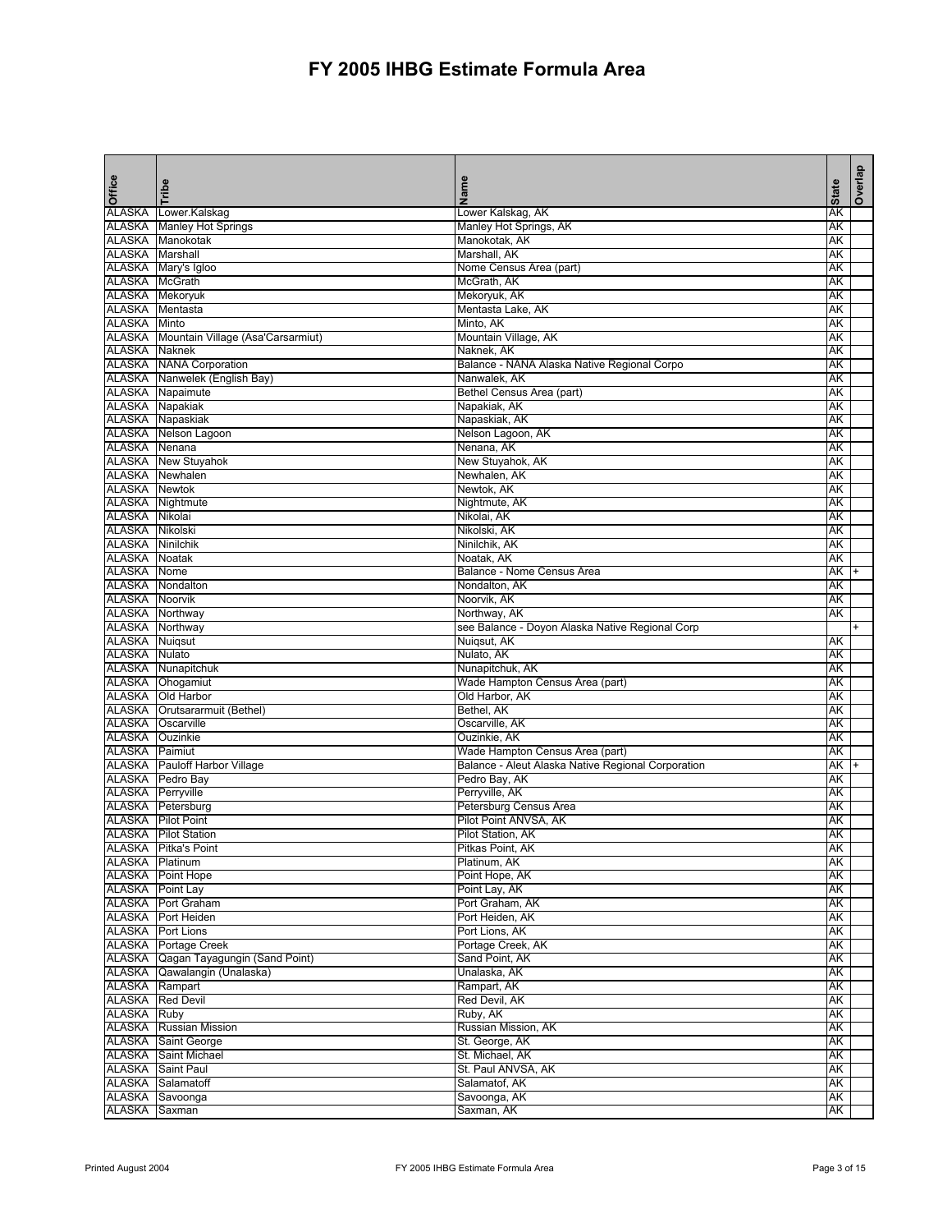# FY 2005 IHBG Estimate Formula Area

| Office | Tribe | Name | State | Overlap |
|---|---|---|---|---|
| ALASKA | Lower.Kalskag | Lower Kalskag, AK | AK | |
| ALASKA | Manley Hot Springs | Manley Hot Springs, AK | AK | |
| ALASKA | Manokotak | Manokotak, AK | AK | |
| ALASKA | Marshall | Marshall, AK | AK | |
| ALASKA | Mary's Igloo | Nome Census Area (part) | AK | |
| ALASKA | McGrath | McGrath, AK | AK | |
| ALASKA | Mekoryuk | Mekoryuk, AK | AK | |
| ALASKA | Mentasta | Mentasta Lake, AK | AK | |
| ALASKA | Minto | Minto, AK | AK | |
| ALASKA | Mountain Village (Asa'Carsarmiut) | Mountain Village, AK | AK | |
| ALASKA | Naknek | Naknek, AK | AK | |
| ALASKA | NANA Corporation | Balance - NANA Alaska Native Regional Corpo | AK | |
| ALASKA | Nanwelek (English Bay) | Nanwalek, AK | AK | |
| ALASKA | Napaimute | Bethel Census Area (part) | AK | |
| ALASKA | Napakiak | Napakiak, AK | AK | |
| ALASKA | Napaskiak | Napaskiak, AK | AK | |
| ALASKA | Nelson Lagoon | Nelson Lagoon, AK | AK | |
| ALASKA | Nenana | Nenana, AK | AK | |
| ALASKA | New Stuyahok | New Stuyahok, AK | AK | |
| ALASKA | Newhalen | Newhalen, AK | AK | |
| ALASKA | Newtok | Newtok, AK | AK | |
| ALASKA | Nightmute | Nightmute, AK | AK | |
| ALASKA | Nikolai | Nikolai, AK | AK | |
| ALASKA | Nikolski | Nikolski, AK | AK | |
| ALASKA | Ninilchik | Ninilchik, AK | AK | |
| ALASKA | Noatak | Noatak, AK | AK | |
| ALASKA | Nome | Balance - Nome Census Area | AK | + |
| ALASKA | Nondalton | Nondalton, AK | AK | |
| ALASKA | Noorvik | Noorvik, AK | AK | |
| ALASKA | Northway | Northway, AK | AK | |
| ALASKA | Northway | see Balance - Doyon Alaska Native Regional Corp | | + |
| ALASKA | Nuiqsut | Nuiqsut, AK | AK | |
| ALASKA | Nulato | Nulato, AK | AK | |
| ALASKA | Nunapitchuk | Nunapitchuk, AK | AK | |
| ALASKA | Ohogamiut | Wade Hampton Census Area (part) | AK | |
| ALASKA | Old Harbor | Old Harbor, AK | AK | |
| ALASKA | Orutsararmuit (Bethel) | Bethel, AK | AK | |
| ALASKA | Oscarville | Oscarville, AK | AK | |
| ALASKA | Ouzinkie | Ouzinkie, AK | AK | |
| ALASKA | Paimiut | Wade Hampton Census Area (part) | AK | |
| ALASKA | Pauloff Harbor Village | Balance - Aleut Alaska Native Regional Corporation | AK | + |
| ALASKA | Pedro Bay | Pedro Bay, AK | AK | |
| ALASKA | Perryville | Perryville, AK | AK | |
| ALASKA | Petersburg | Petersburg Census Area | AK | |
| ALASKA | Pilot Point | Pilot Point ANVSA, AK | AK | |
| ALASKA | Pilot Station | Pilot Station, AK | AK | |
| ALASKA | Pitka's Point | Pitkas Point, AK | AK | |
| ALASKA | Platinum | Platinum, AK | AK | |
| ALASKA | Point Hope | Point Hope, AK | AK | |
| ALASKA | Point Lay | Point Lay, AK | AK | |
| ALASKA | Port Graham | Port Graham, AK | AK | |
| ALASKA | Port Heiden | Port Heiden, AK | AK | |
| ALASKA | Port Lions | Port Lions, AK | AK | |
| ALASKA | Portage Creek | Portage Creek, AK | AK | |
| ALASKA | Qagan Tayagungin (Sand Point) | Sand Point, AK | AK | |
| ALASKA | Qawalangin (Unalaska) | Unalaska, AK | AK | |
| ALASKA | Rampart | Rampart, AK | AK | |
| ALASKA | Red Devil | Red Devil, AK | AK | |
| ALASKA | Ruby | Ruby, AK | AK | |
| ALASKA | Russian Mission | Russian Mission, AK | AK | |
| ALASKA | Saint George | St. George, AK | AK | |
| ALASKA | Saint Michael | St. Michael, AK | AK | |
| ALASKA | Saint Paul | St. Paul ANVSA, AK | AK | |
| ALASKA | Salamatoff | Salamatof, AK | AK | |
| ALASKA | Savoonga | Savoonga, AK | AK | |
| ALASKA | Saxman | Saxman, AK | AK | |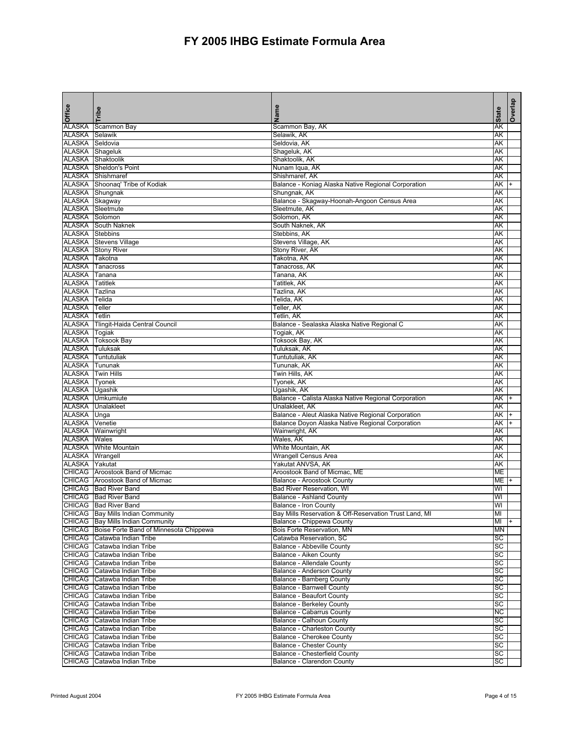# FY 2005 IHBG Estimate Formula Area

| Office | Tribe | Name | State | Overlap |
|---|---|---|---|---|
| ALASKA | Scammon Bay | Scammon Bay, AK | AK | |
| ALASKA | Selawik | Selawik, AK | AK | |
| ALASKA | Seldovia | Seldovia, AK | AK | |
| ALASKA | Shageluk | Shageluk, AK | AK | |
| ALASKA | Shaktoolik | Shaktoolik, AK | AK | |
| ALASKA | Sheldon's Point | Nunam Iqua, AK | AK | |
| ALASKA | Shishmaref | Shishmaref, AK | AK | |
| ALASKA | Shoonaq' Tribe of Kodiak | Balance - Koniag Alaska Native Regional Corporation | AK | + |
| ALASKA | Shungnak | Shungnak, AK | AK | |
| ALASKA | Skagway | Balance - Skagway-Hoonah-Angoon Census Area | AK | |
| ALASKA | Sleetmute | Sleetmute, AK | AK | |
| ALASKA | Solomon | Solomon, AK | AK | |
| ALASKA | South Naknek | South Naknek, AK | AK | |
| ALASKA | Stebbins | Stebbins, AK | AK | |
| ALASKA | Stevens Village | Stevens Village, AK | AK | |
| ALASKA | Stony River | Stony River, AK | AK | |
| ALASKA | Takotna | Takotna, AK | AK | |
| ALASKA | Tanacross | Tanacross, AK | AK | |
| ALASKA | Tanana | Tanana, AK | AK | |
| ALASKA | Tatitlek | Tatitlek, AK | AK | |
| ALASKA | Tazlina | Tazlina, AK | AK | |
| ALASKA | Telida | Telida, AK | AK | |
| ALASKA | Teller | Teller, AK | AK | |
| ALASKA | Tetlin | Tetlin, AK | AK | |
| ALASKA | Tlingit-Haida Central Council | Balance - Sealaska Alaska Native Regional C | AK | |
| ALASKA | Togiak | Togiak, AK | AK | |
| ALASKA | Toksook Bay | Toksook Bay, AK | AK | |
| ALASKA | Tuluksak | Tuluksak, AK | AK | |
| ALASKA | Tuntutuliak | Tuntutuliak, AK | AK | |
| ALASKA | Tununak | Tununak, AK | AK | |
| ALASKA | Twin Hills | Twin Hills, AK | AK | |
| ALASKA | Tyonek | Tyonek, AK | AK | |
| ALASKA | Ugashik | Ugashik, AK | AK | |
| ALASKA | Umkumiute | Balance - Calista Alaska Native Regional Corporation | AK | + |
| ALASKA | Unalakleet | Unalakleet, AK | AK | |
| ALASKA | Unga | Balance - Aleut Alaska Native Regional Corporation | AK | + |
| ALASKA | Venetie | Balance Doyon Alaska Native Regional Corporation | AK | + |
| ALASKA | Wainwright | Wainwright, AK | AK | |
| ALASKA | Wales | Wales, AK | AK | |
| ALASKA | White Mountain | White Mountain, AK | AK | |
| ALASKA | Wrangell | Wrangell Census Area | AK | |
| ALASKA | Yakutat | Yakutat ANVSA, AK | AK | |
| CHICAG | Aroostook Band of Micmac | Aroostook Band of Micmac, ME | ME | |
| CHICAG | Aroostook Band of Micmac | Balance - Aroostook County | ME | + |
| CHICAG | Bad River Band | Bad River Reservation, WI | WI | |
| CHICAG | Bad River Band | Balance - Ashland County | WI | |
| CHICAG | Bad River Band | Balance - Iron County | WI | |
| CHICAG | Bay Mills Indian Community | Bay Mills Reservation & Off-Reservation Trust Land, MI | MI | |
| CHICAG | Bay Mills Indian Community | Balance - Chippewa County | MI | + |
| CHICAG | Boise Forte Band of Minnesota Chippewa | Bois Forte Reservation, MN | MN | |
| CHICAG | Catawba Indian Tribe | Catawba Reservation, SC | SC | |
| CHICAG | Catawba Indian Tribe | Balance - Abbeville County | SC | |
| CHICAG | Catawba Indian Tribe | Balance - Aiken County | SC | |
| CHICAG | Catawba Indian Tribe | Balance - Allendale County | SC | |
| CHICAG | Catawba Indian Tribe | Balance - Anderson County | SC | |
| CHICAG | Catawba Indian Tribe | Balance - Bamberg County | SC | |
| CHICAG | Catawba Indian Tribe | Balance - Barnwell County | SC | |
| CHICAG | Catawba Indian Tribe | Balance - Beaufort County | SC | |
| CHICAG | Catawba Indian Tribe | Balance - Berkeley County | SC | |
| CHICAG | Catawba Indian Tribe | Balance - Cabarrus County | NC | |
| CHICAG | Catawba Indian Tribe | Balance - Calhoun County | SC | |
| CHICAG | Catawba Indian Tribe | Balance - Charleston County | SC | |
| CHICAG | Catawba Indian Tribe | Balance - Cherokee County | SC | |
| CHICAG | Catawba Indian Tribe | Balance - Chester County | SC | |
| CHICAG | Catawba Indian Tribe | Balance - Chesterfield County | SC | |
| CHICAG | Catawba Indian Tribe | Balance - Clarendon County | SC | |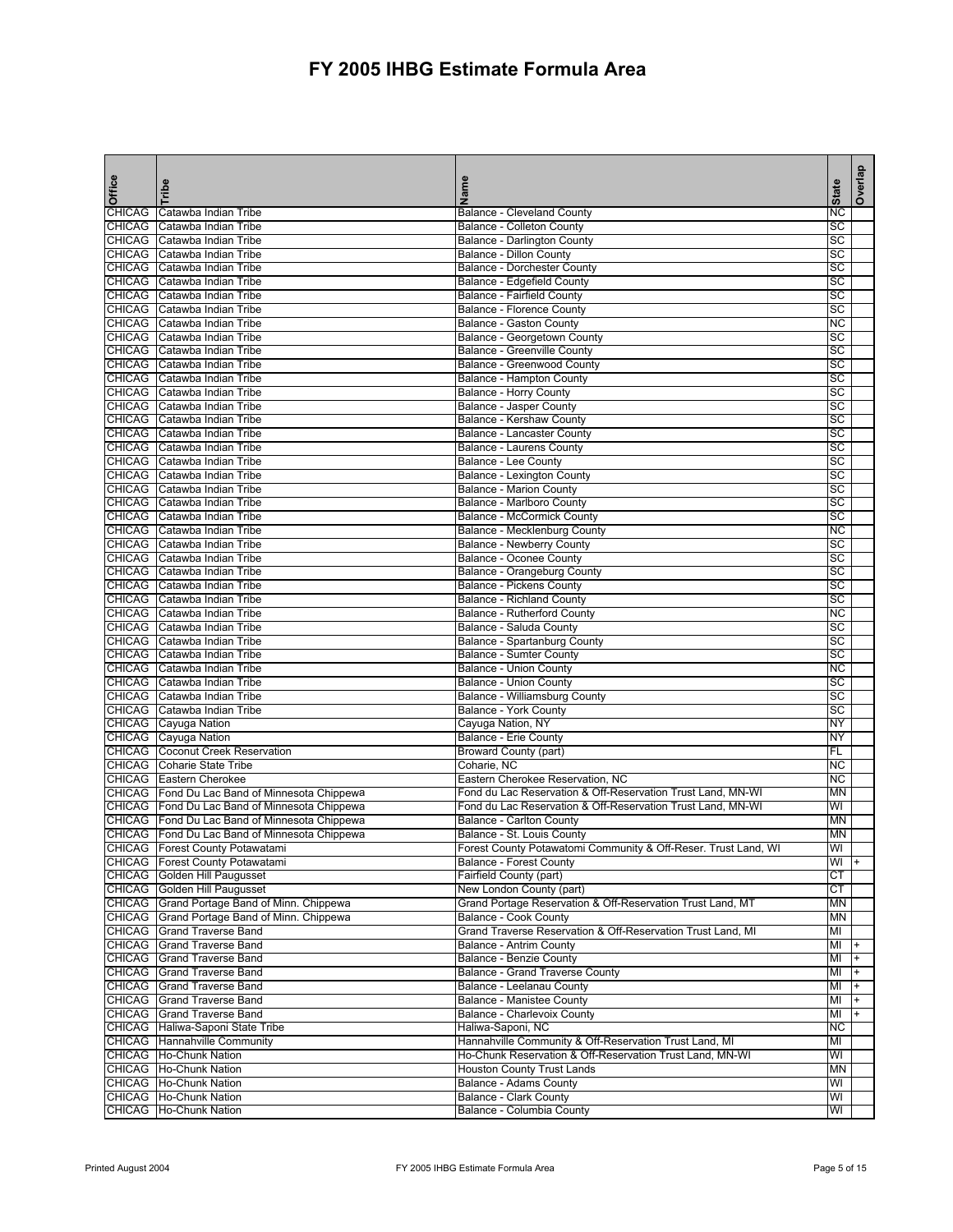# FY 2005 IHBG Estimate Formula Area

| Office | Tribe | Name | State | Overlap |
|---|---|---|---|---|
| CHICAG | Catawba Indian Tribe | Balance - Cleveland County | NC | |
| CHICAG | Catawba Indian Tribe | Balance - Colleton County | SC | |
| CHICAG | Catawba Indian Tribe | Balance - Darlington County | SC | |
| CHICAG | Catawba Indian Tribe | Balance - Dillon County | SC | |
| CHICAG | Catawba Indian Tribe | Balance - Dorchester County | SC | |
| CHICAG | Catawba Indian Tribe | Balance - Edgefield County | SC | |
| CHICAG | Catawba Indian Tribe | Balance - Fairfield County | SC | |
| CHICAG | Catawba Indian Tribe | Balance - Florence County | SC | |
| CHICAG | Catawba Indian Tribe | Balance - Gaston County | NC | |
| CHICAG | Catawba Indian Tribe | Balance - Georgetown County | SC | |
| CHICAG | Catawba Indian Tribe | Balance - Greenville County | SC | |
| CHICAG | Catawba Indian Tribe | Balance - Greenwood County | SC | |
| CHICAG | Catawba Indian Tribe | Balance - Hampton County | SC | |
| CHICAG | Catawba Indian Tribe | Balance - Horry County | SC | |
| CHICAG | Catawba Indian Tribe | Balance - Jasper County | SC | |
| CHICAG | Catawba Indian Tribe | Balance - Kershaw County | SC | |
| CHICAG | Catawba Indian Tribe | Balance - Lancaster County | SC | |
| CHICAG | Catawba Indian Tribe | Balance - Laurens County | SC | |
| CHICAG | Catawba Indian Tribe | Balance - Lee County | SC | |
| CHICAG | Catawba Indian Tribe | Balance - Lexington County | SC | |
| CHICAG | Catawba Indian Tribe | Balance - Marion County | SC | |
| CHICAG | Catawba Indian Tribe | Balance - Marlboro County | SC | |
| CHICAG | Catawba Indian Tribe | Balance - McCormick County | SC | |
| CHICAG | Catawba Indian Tribe | Balance - Mecklenburg County | NC | |
| CHICAG | Catawba Indian Tribe | Balance - Newberry County | SC | |
| CHICAG | Catawba Indian Tribe | Balance - Oconee County | SC | |
| CHICAG | Catawba Indian Tribe | Balance - Orangeburg County | SC | |
| CHICAG | Catawba Indian Tribe | Balance - Pickens County | SC | |
| CHICAG | Catawba Indian Tribe | Balance - Richland County | SC | |
| CHICAG | Catawba Indian Tribe | Balance - Rutherford County | NC | |
| CHICAG | Catawba Indian Tribe | Balance - Saluda County | SC | |
| CHICAG | Catawba Indian Tribe | Balance - Spartanburg County | SC | |
| CHICAG | Catawba Indian Tribe | Balance - Sumter County | SC | |
| CHICAG | Catawba Indian Tribe | Balance - Union County | NC | |
| CHICAG | Catawba Indian Tribe | Balance - Union County | SC | |
| CHICAG | Catawba Indian Tribe | Balance - Williamsburg County | SC | |
| CHICAG | Catawba Indian Tribe | Balance - York County | SC | |
| CHICAG | Cayuga Nation | Cayuga Nation, NY | NY | |
| CHICAG | Cayuga Nation | Balance - Erie County | NY | |
| CHICAG | Coconut Creek Reservation | Broward County (part) | FL | |
| CHICAG | Coharie State Tribe | Coharie, NC | NC | |
| CHICAG | Eastern Cherokee | Eastern Cherokee Reservation, NC | NC | |
| CHICAG | Fond Du Lac Band of Minnesota Chippewa | Fond du Lac Reservation & Off-Reservation Trust Land, MN-WI | MN | |
| CHICAG | Fond Du Lac Band of Minnesota Chippewa | Fond du Lac Reservation & Off-Reservation Trust Land, MN-WI | WI | |
| CHICAG | Fond Du Lac Band of Minnesota Chippewa | Balance - Carlton County | MN | |
| CHICAG | Fond Du Lac Band of Minnesota Chippewa | Balance - St. Louis County | MN | |
| CHICAG | Forest County Potawatami | Forest County Potawatomi Community & Off-Reser. Trust Land, WI | WI | |
| CHICAG | Forest County Potawatami | Balance - Forest County | WI | + |
| CHICAG | Golden Hill Paugusset | Fairfield County (part) | CT | |
| CHICAG | Golden Hill Paugusset | New London County (part) | CT | |
| CHICAG | Grand Portage Band of Minn. Chippewa | Grand Portage Reservation & Off-Reservation Trust Land, MT | MN | |
| CHICAG | Grand Portage Band of Minn. Chippewa | Balance - Cook County | MN | |
| CHICAG | Grand Traverse Band | Grand Traverse Reservation & Off-Reservation Trust Land, MI | MI | |
| CHICAG | Grand Traverse Band | Balance - Antrim County | MI | + |
| CHICAG | Grand Traverse Band | Balance - Benzie County | MI | + |
| CHICAG | Grand Traverse Band | Balance - Grand Traverse County | MI | + |
| CHICAG | Grand Traverse Band | Balance - Leelanau County | MI | + |
| CHICAG | Grand Traverse Band | Balance - Manistee County | MI | + |
| CHICAG | Grand Traverse Band | Balance - Charlevoix County | MI | + |
| CHICAG | Haliwa-Saponi State Tribe | Haliwa-Saponi, NC | NC | |
| CHICAG | Hannahville Community | Hannahville Community & Off-Reservation Trust Land, MI | MI | |
| CHICAG | Ho-Chunk Nation | Ho-Chunk Reservation & Off-Reservation Trust Land, MN-WI | WI | |
| CHICAG | Ho-Chunk Nation | Houston County Trust Lands | MN | |
| CHICAG | Ho-Chunk Nation | Balance - Adams County | WI | |
| CHICAG | Ho-Chunk Nation | Balance - Clark County | WI | |
| CHICAG | Ho-Chunk Nation | Balance - Columbia County | WI | |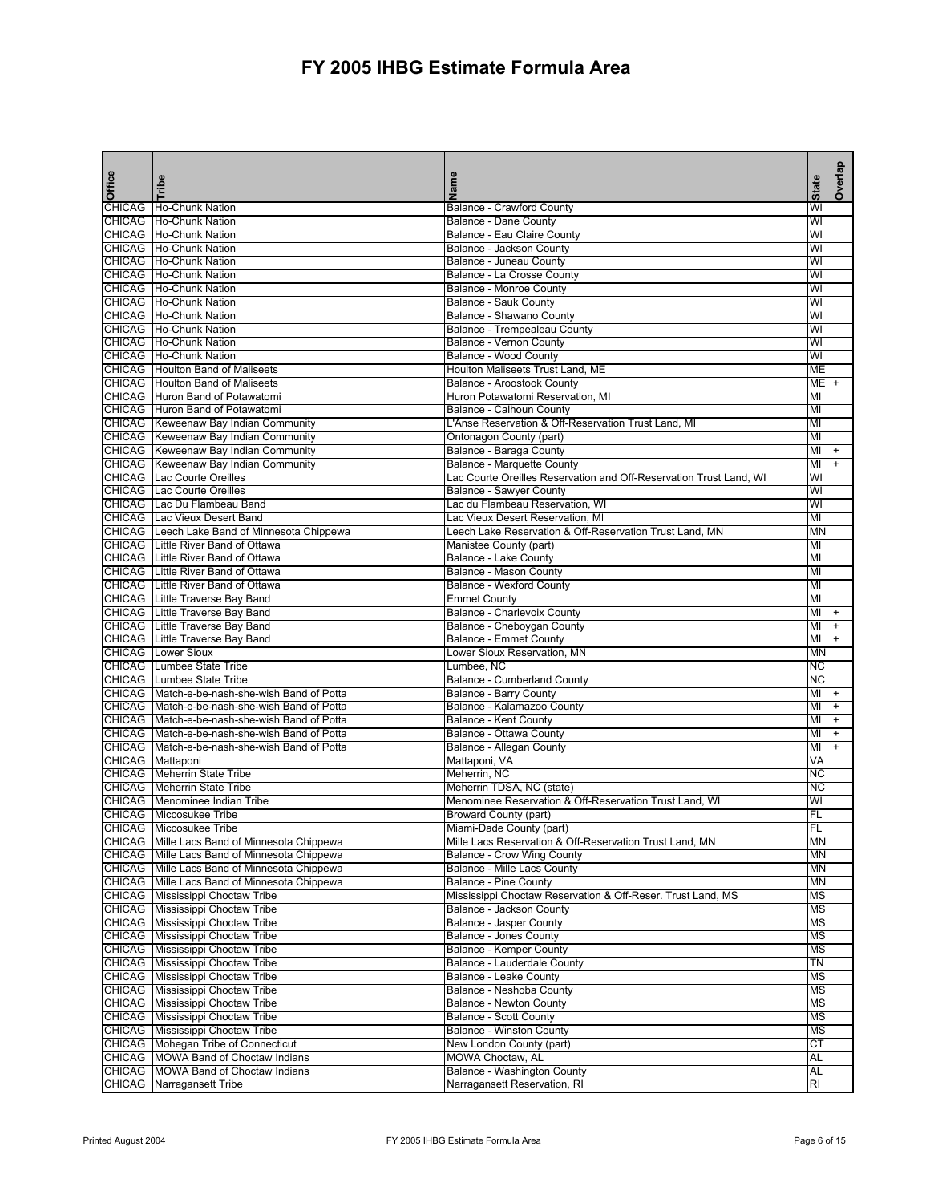# FY 2005 IHBG Estimate Formula Area

| Office | Tribe | Name | State | Overlap |
|---|---|---|---|---|
| CHICAG | Ho-Chunk Nation | Balance - Crawford County | WI | |
| CHICAG | Ho-Chunk Nation | Balance - Dane County | WI | |
| CHICAG | Ho-Chunk Nation | Balance - Eau Claire County | WI | |
| CHICAG | Ho-Chunk Nation | Balance - Jackson County | WI | |
| CHICAG | Ho-Chunk Nation | Balance - Juneau County | WI | |
| CHICAG | Ho-Chunk Nation | Balance - La Crosse County | WI | |
| CHICAG | Ho-Chunk Nation | Balance - Monroe County | WI | |
| CHICAG | Ho-Chunk Nation | Balance - Sauk County | WI | |
| CHICAG | Ho-Chunk Nation | Balance - Shawano County | WI | |
| CHICAG | Ho-Chunk Nation | Balance - Trempealeau County | WI | |
| CHICAG | Ho-Chunk Nation | Balance - Vernon County | WI | |
| CHICAG | Ho-Chunk Nation | Balance - Wood County | WI | |
| CHICAG | Houlton Band of Maliseets | Houlton Maliseets Trust Land, ME | ME | |
| CHICAG | Houlton Band of Maliseets | Balance - Aroostook County | ME | + |
| CHICAG | Huron Band of Potawatomi | Huron Potawatomi Reservation, MI | MI | |
| CHICAG | Huron Band of Potawatomi | Balance - Calhoun County | MI | |
| CHICAG | Keweenaw Bay Indian Community | L'Anse Reservation & Off-Reservation Trust Land, MI | MI | |
| CHICAG | Keweenaw Bay Indian Community | Ontonagon County (part) | MI | |
| CHICAG | Keweenaw Bay Indian Community | Balance - Baraga County | MI | + |
| CHICAG | Keweenaw Bay Indian Community | Balance - Marquette County | MI | + |
| CHICAG | Lac Courte Oreilles | Lac Courte Oreilles Reservation and Off-Reservation Trust Land, WI | WI | |
| CHICAG | Lac Courte Oreilles | Balance - Sawyer County | WI | |
| CHICAG | Lac Du Flambeau Band | Lac du Flambeau Reservation, WI | WI | |
| CHICAG | Lac Vieux Desert Band | Lac Vieux Desert Reservation, MI | MI | |
| CHICAG | Leech Lake Band of Minnesota Chippewa | Leech Lake Reservation & Off-Reservation Trust Land, MN | MN | |
| CHICAG | Little River Band of Ottawa | Manistee County (part) | MI | |
| CHICAG | Little River Band of Ottawa | Balance - Lake County | MI | |
| CHICAG | Little River Band of Ottawa | Balance - Mason County | MI | |
| CHICAG | Little River Band of Ottawa | Balance - Wexford County | MI | |
| CHICAG | Little Traverse Bay Band | Emmet County | MI | |
| CHICAG | Little Traverse Bay Band | Balance - Charlevoix County | MI | + |
| CHICAG | Little Traverse Bay Band | Balance - Cheboygan County | MI | + |
| CHICAG | Little Traverse Bay Band | Balance - Emmet County | MI | + |
| CHICAG | Lower Sioux | Lower Sioux Reservation, MN | MN | |
| CHICAG | Lumbee State Tribe | Lumbee, NC | NC | |
| CHICAG | Lumbee State Tribe | Balance - Cumberland County | NC | |
| CHICAG | Match-e-be-nash-she-wish Band of Potta | Balance - Barry County | MI | + |
| CHICAG | Match-e-be-nash-she-wish Band of Potta | Balance - Kalamazoo County | MI | + |
| CHICAG | Match-e-be-nash-she-wish Band of Potta | Balance - Kent County | MI | + |
| CHICAG | Match-e-be-nash-she-wish Band of Potta | Balance - Ottawa County | MI | + |
| CHICAG | Match-e-be-nash-she-wish Band of Potta | Balance - Allegan County | MI | + |
| CHICAG | Mattaponi | Mattaponi, VA | VA | |
| CHICAG | Meherrin State Tribe | Meherrin, NC | NC | |
| CHICAG | Meherrin State Tribe | Meherrin TDSA, NC (state) | NC | |
| CHICAG | Menominee Indian Tribe | Menominee Reservation & Off-Reservation Trust Land, WI | WI | |
| CHICAG | Miccosukee Tribe | Broward County (part) | FL | |
| CHICAG | Miccosukee Tribe | Miami-Dade County (part) | FL | |
| CHICAG | Mille Lacs Band of Minnesota Chippewa | Mille Lacs Reservation & Off-Reservation Trust Land, MN | MN | |
| CHICAG | Mille Lacs Band of Minnesota Chippewa | Balance - Crow Wing County | MN | |
| CHICAG | Mille Lacs Band of Minnesota Chippewa | Balance - Mille Lacs County | MN | |
| CHICAG | Mille Lacs Band of Minnesota Chippewa | Balance - Pine County | MN | |
| CHICAG | Mississippi Choctaw Tribe | Mississippi Choctaw Reservation & Off-Reser. Trust Land, MS | MS | |
| CHICAG | Mississippi Choctaw Tribe | Balance - Jackson County | MS | |
| CHICAG | Mississippi Choctaw Tribe | Balance - Jasper County | MS | |
| CHICAG | Mississippi Choctaw Tribe | Balance - Jones County | MS | |
| CHICAG | Mississippi Choctaw Tribe | Balance - Kemper County | MS | |
| CHICAG | Mississippi Choctaw Tribe | Balance - Lauderdale County | TN | |
| CHICAG | Mississippi Choctaw Tribe | Balance - Leake County | MS | |
| CHICAG | Mississippi Choctaw Tribe | Balance - Neshoba County | MS | |
| CHICAG | Mississippi Choctaw Tribe | Balance - Newton County | MS | |
| CHICAG | Mississippi Choctaw Tribe | Balance - Scott County | MS | |
| CHICAG | Mississippi Choctaw Tribe | Balance - Winston County | MS | |
| CHICAG | Mohegan Tribe of Connecticut | New London County (part) | CT | |
| CHICAG | MOWA Band of Choctaw Indians | MOWA Choctaw, AL | AL | |
| CHICAG | MOWA Band of Choctaw Indians | Balance - Washington County | AL | |
| CHICAG | Narragansett Tribe | Narragansett Reservation, RI | RI | |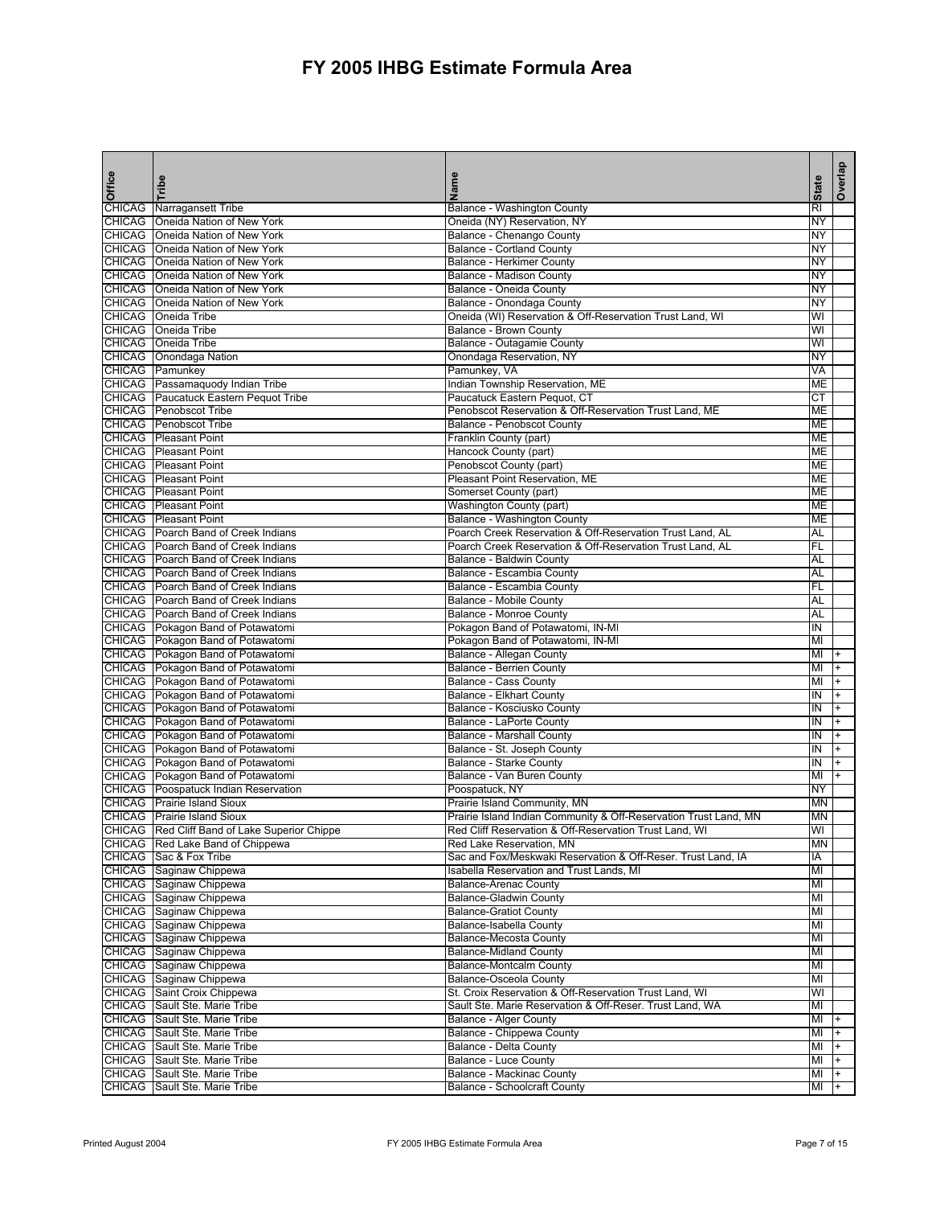# FY 2005 IHBG Estimate Formula Area

| Office | Tribe | Name | State | Overlap |
|---|---|---|---|---|
| CHICAG | Narragansett Tribe | Balance - Washington County | RI | |
| CHICAG | Oneida Nation of New York | Oneida (NY) Reservation, NY | NY | |
| CHICAG | Oneida Nation of New York | Balance - Chenango County | NY | |
| CHICAG | Oneida Nation of New York | Balance - Cortland County | NY | |
| CHICAG | Oneida Nation of New York | Balance - Herkimer County | NY | |
| CHICAG | Oneida Nation of New York | Balance - Madison County | NY | |
| CHICAG | Oneida Nation of New York | Balance - Oneida County | NY | |
| CHICAG | Oneida Nation of New York | Balance - Onondaga County | NY | |
| CHICAG | Oneida Tribe | Oneida (WI) Reservation & Off-Reservation Trust Land, WI | WI | |
| CHICAG | Oneida Tribe | Balance - Brown County | WI | |
| CHICAG | Oneida Tribe | Balance - Outagamie County | WI | |
| CHICAG | Onondaga Nation | Onondaga Reservation, NY | NY | |
| CHICAG | Pamunkey | Pamunkey, VA | VA | |
| CHICAG | Passamaquody Indian Tribe | Indian Township Reservation, ME | ME | |
| CHICAG | Paucatuck Eastern Pequot Tribe | Paucatuck Eastern Pequot, CT | CT | |
| CHICAG | Penobscot Tribe | Penobscot Reservation & Off-Reservation Trust Land, ME | ME | |
| CHICAG | Penobscot Tribe | Balance - Penobscot County | ME | |
| CHICAG | Pleasant Point | Franklin County (part) | ME | |
| CHICAG | Pleasant Point | Hancock County (part) | ME | |
| CHICAG | Pleasant Point | Penobscot County (part) | ME | |
| CHICAG | Pleasant Point | Pleasant Point Reservation, ME | ME | |
| CHICAG | Pleasant Point | Somerset County (part) | ME | |
| CHICAG | Pleasant Point | Washington County (part) | ME | |
| CHICAG | Pleasant Point | Balance - Washington County | ME | |
| CHICAG | Poarch Band of Creek Indians | Poarch Creek Reservation & Off-Reservation Trust Land, AL | AL | |
| CHICAG | Poarch Band of Creek Indians | Poarch Creek Reservation & Off-Reservation Trust Land, AL | FL | |
| CHICAG | Poarch Band of Creek Indians | Balance - Baldwin County | AL | |
| CHICAG | Poarch Band of Creek Indians | Balance - Escambia County | AL | |
| CHICAG | Poarch Band of Creek Indians | Balance - Escambia County | FL | |
| CHICAG | Poarch Band of Creek Indians | Balance - Mobile County | AL | |
| CHICAG | Poarch Band of Creek Indians | Balance - Monroe County | AL | |
| CHICAG | Pokagon Band of Potawatomi | Pokagon Band of Potawatomi, IN-MI | IN | |
| CHICAG | Pokagon Band of Potawatomi | Pokagon Band of Potawatomi, IN-MI | MI | |
| CHICAG | Pokagon Band of Potawatomi | Balance - Allegan County | MI | + |
| CHICAG | Pokagon Band of Potawatomi | Balance - Berrien County | MI | + |
| CHICAG | Pokagon Band of Potawatomi | Balance - Cass County | MI | + |
| CHICAG | Pokagon Band of Potawatomi | Balance - Elkhart County | IN | + |
| CHICAG | Pokagon Band of Potawatomi | Balance - Kosciusko County | IN | + |
| CHICAG | Pokagon Band of Potawatomi | Balance - LaPorte County | IN | + |
| CHICAG | Pokagon Band of Potawatomi | Balance - Marshall County | IN | + |
| CHICAG | Pokagon Band of Potawatomi | Balance - St. Joseph County | IN | + |
| CHICAG | Pokagon Band of Potawatomi | Balance - Starke County | IN | + |
| CHICAG | Pokagon Band of Potawatomi | Balance - Van Buren County | MI | + |
| CHICAG | Poospatuck Indian Reservation | Poospatuck, NY | NY | |
| CHICAG | Prairie Island Sioux | Prairie Island Community, MN | MN | |
| CHICAG | Prairie Island Sioux | Prairie Island Indian Community & Off-Reservation Trust Land, MN | MN | |
| CHICAG | Red Cliff Band of Lake Superior Chippe | Red Cliff Reservation & Off-Reservation Trust Land, WI | WI | |
| CHICAG | Red Lake Band of Chippewa | Red Lake Reservation, MN | MN | |
| CHICAG | Sac & Fox Tribe | Sac and Fox/Meskwaki Reservation & Off-Reser. Trust Land, IA | IA | |
| CHICAG | Saginaw Chippewa | Isabella Reservation and Trust Lands, MI | MI | |
| CHICAG | Saginaw Chippewa | Balance-Arenac County | MI | |
| CHICAG | Saginaw Chippewa | Balance-Gladwin County | MI | |
| CHICAG | Saginaw Chippewa | Balance-Gratiot County | MI | |
| CHICAG | Saginaw Chippewa | Balance-Isabella County | MI | |
| CHICAG | Saginaw Chippewa | Balance-Mecosta County | MI | |
| CHICAG | Saginaw Chippewa | Balance-Midland County | MI | |
| CHICAG | Saginaw Chippewa | Balance-Montcalm County | MI | |
| CHICAG | Saginaw Chippewa | Balance-Osceola County | MI | |
| CHICAG | Saint Croix Chippewa | St. Croix Reservation & Off-Reservation Trust Land, WI | WI | |
| CHICAG | Sault Ste. Marie Tribe | Sault Ste. Marie Reservation & Off-Reser. Trust Land, WA | MI | |
| CHICAG | Sault Ste. Marie Tribe | Balance - Alger County | MI | + |
| CHICAG | Sault Ste. Marie Tribe | Balance - Chippewa County | MI | + |
| CHICAG | Sault Ste. Marie Tribe | Balance - Delta County | MI | + |
| CHICAG | Sault Ste. Marie Tribe | Balance - Luce County | MI | + |
| CHICAG | Sault Ste. Marie Tribe | Balance - Mackinac County | MI | + |
| CHICAG | Sault Ste. Marie Tribe | Balance - Schoolcraft County | MI | + |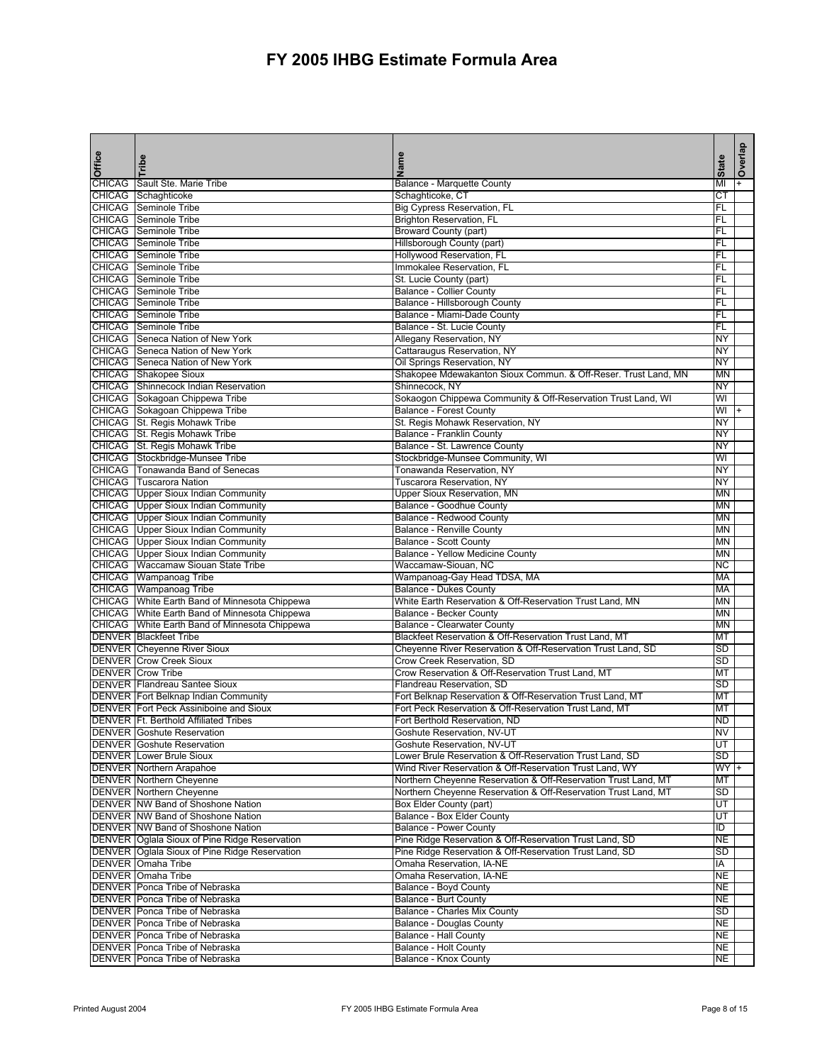# FY 2005 IHBG Estimate Formula Area

| Office | Tribe | Name | State | Overlap |
|---|---|---|---|---|
| CHICAG | Sault Ste. Marie Tribe | Balance - Marquette County | MI | + |
| CHICAG | Schaghticoke | Schaghticoke, CT | CT | |
| CHICAG | Seminole Tribe | Big Cypress Reservation, FL | FL | |
| CHICAG | Seminole Tribe | Brighton Reservation, FL | FL | |
| CHICAG | Seminole Tribe | Broward County (part) | FL | |
| CHICAG | Seminole Tribe | Hillsborough County (part) | FL | |
| CHICAG | Seminole Tribe | Hollywood Reservation, FL | FL | |
| CHICAG | Seminole Tribe | Immokalee Reservation, FL | FL | |
| CHICAG | Seminole Tribe | St. Lucie County (part) | FL | |
| CHICAG | Seminole Tribe | Balance - Collier County | FL | |
| CHICAG | Seminole Tribe | Balance - Hillsborough County | FL | |
| CHICAG | Seminole Tribe | Balance - Miami-Dade County | FL | |
| CHICAG | Seminole Tribe | Balance - St. Lucie County | FL | |
| CHICAG | Seneca Nation of New York | Allegany Reservation, NY | NY | |
| CHICAG | Seneca Nation of New York | Cattaraugus Reservation, NY | NY | |
| CHICAG | Seneca Nation of New York | Oil Springs Reservation, NY | NY | |
| CHICAG | Shakopee Sioux | Shakopee Mdewakanton Sioux Commun. & Off-Reser. Trust Land, MN | MN | |
| CHICAG | Shinnecock Indian Reservation | Shinnecock, NY | NY | |
| CHICAG | Sokagoan Chippewa Tribe | Sokaogon Chippewa Community & Off-Reservation Trust Land, WI | WI | |
| CHICAG | Sokagoan Chippewa Tribe | Balance - Forest County | WI | + |
| CHICAG | St. Regis Mohawk Tribe | St. Regis Mohawk Reservation, NY | NY | |
| CHICAG | St. Regis Mohawk Tribe | Balance - Franklin County | NY | |
| CHICAG | St. Regis Mohawk Tribe | Balance - St. Lawrence County | NY | |
| CHICAG | Stockbridge-Munsee Tribe | Stockbridge-Munsee Community, WI | WI | |
| CHICAG | Tonawanda Band of Senecas | Tonawanda Reservation, NY | NY | |
| CHICAG | Tuscarora Nation | Tuscarora Reservation, NY | NY | |
| CHICAG | Upper Sioux Indian Community | Upper Sioux Reservation, MN | MN | |
| CHICAG | Upper Sioux Indian Community | Balance - Goodhue County | MN | |
| CHICAG | Upper Sioux Indian Community | Balance - Redwood County | MN | |
| CHICAG | Upper Sioux Indian Community | Balance - Renville County | MN | |
| CHICAG | Upper Sioux Indian Community | Balance - Scott County | MN | |
| CHICAG | Upper Sioux Indian Community | Balance - Yellow Medicine County | MN | |
| CHICAG | Waccamaw Siouan State Tribe | Waccamaw-Siouan, NC | NC | |
| CHICAG | Wampanoag Tribe | Wampanoag-Gay Head TDSA, MA | MA | |
| CHICAG | Wampanoag Tribe | Balance - Dukes County | MA | |
| CHICAG | White Earth Band of Minnesota Chippewa | White Earth Reservation & Off-Reservation Trust Land, MN | MN | |
| CHICAG | White Earth Band of Minnesota Chippewa | Balance - Becker County | MN | |
| CHICAG | White Earth Band of Minnesota Chippewa | Balance - Clearwater County | MN | |
| DENVER | Blackfeet Tribe | Blackfeet Reservation & Off-Reservation Trust Land, MT | MT | |
| DENVER | Cheyenne River Sioux | Cheyenne River Reservation & Off-Reservation Trust Land, SD | SD | |
| DENVER | Crow Creek Sioux | Crow Creek Reservation, SD | SD | |
| DENVER | Crow Tribe | Crow Reservation & Off-Reservation Trust Land, MT | MT | |
| DENVER | Flandreau Santee Sioux | Flandreau Reservation, SD | SD | |
| DENVER | Fort Belknap Indian Community | Fort Belknap Reservation & Off-Reservation Trust Land, MT | MT | |
| DENVER | Fort Peck Assiniboine and Sioux | Fort Peck Reservation & Off-Reservation Trust Land, MT | MT | |
| DENVER | Ft. Berthold Affiliated Tribes | Fort Berthold Reservation, ND | ND | |
| DENVER | Goshute Reservation | Goshute Reservation, NV-UT | NV | |
| DENVER | Goshute Reservation | Goshute Reservation, NV-UT | UT | |
| DENVER | Lower Brule Sioux | Lower Brule Reservation & Off-Reservation Trust Land, SD | SD | |
| DENVER | Northern Arapahoe | Wind River Reservation & Off-Reservation Trust Land, WY | WY | + |
| DENVER | Northern Cheyenne | Northern Cheyenne Reservation & Off-Reservation Trust Land, MT | MT | |
| DENVER | Northern Cheyenne | Northern Cheyenne Reservation & Off-Reservation Trust Land, MT | SD | |
| DENVER | NW Band of Shoshone Nation | Box Elder County (part) | UT | |
| DENVER | NW Band of Shoshone Nation | Balance - Box Elder County | UT | |
| DENVER | NW Band of Shoshone Nation | Balance - Power County | ID | |
| DENVER | Oglala Sioux of Pine Ridge Reservation | Pine Ridge Reservation & Off-Reservation Trust Land, SD | NE | |
| DENVER | Oglala Sioux of Pine Ridge Reservation | Pine Ridge Reservation & Off-Reservation Trust Land, SD | SD | |
| DENVER | Omaha Tribe | Omaha Reservation, IA-NE | IA | |
| DENVER | Omaha Tribe | Omaha Reservation, IA-NE | NE | |
| DENVER | Ponca Tribe of Nebraska | Balance - Boyd County | NE | |
| DENVER | Ponca Tribe of Nebraska | Balance - Burt County | NE | |
| DENVER | Ponca Tribe of Nebraska | Balance - Charles Mix County | SD | |
| DENVER | Ponca Tribe of Nebraska | Balance - Douglas County | NE | |
| DENVER | Ponca Tribe of Nebraska | Balance - Hall County | NE | |
| DENVER | Ponca Tribe of Nebraska | Balance - Holt County | NE | |
| DENVER | Ponca Tribe of Nebraska | Balance - Knox County | NE | |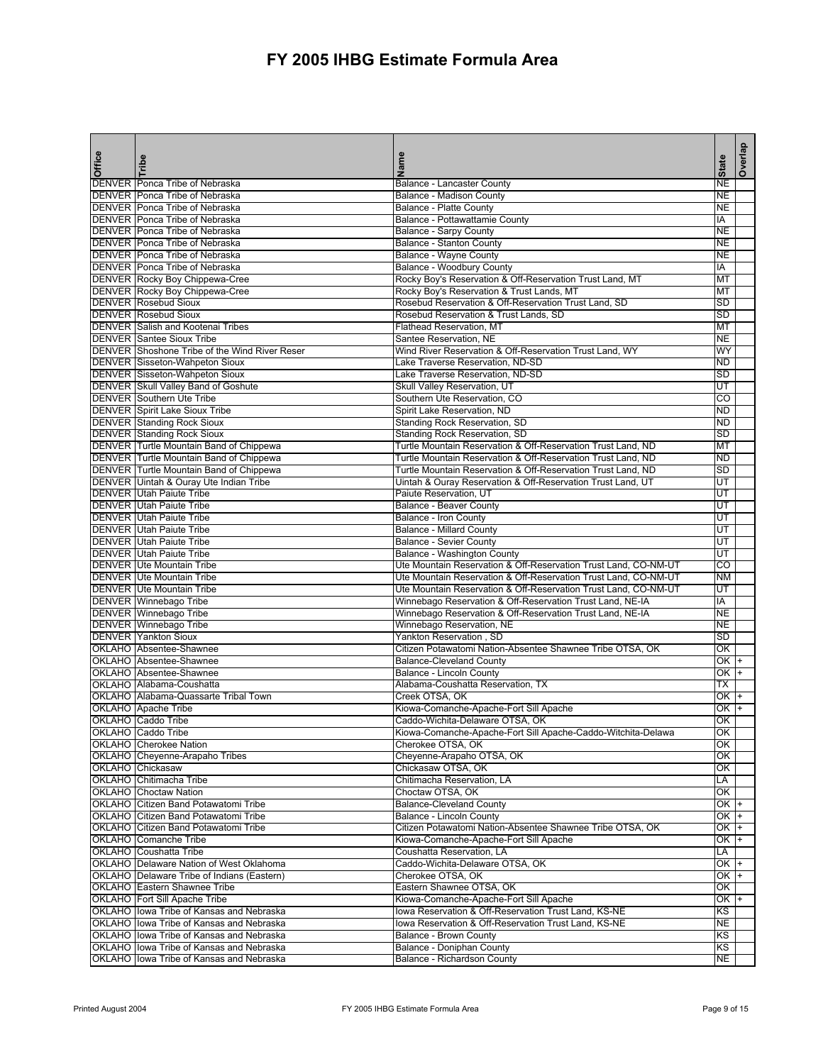# FY 2005 IHBG Estimate Formula Area

| Office | Tribe | Name | State | Overlap |
|---|---|---|---|---|
| DENVER | Ponca Tribe of Nebraska | Balance - Lancaster County | NE | |
| DENVER | Ponca Tribe of Nebraska | Balance - Madison County | NE | |
| DENVER | Ponca Tribe of Nebraska | Balance - Platte County | NE | |
| DENVER | Ponca Tribe of Nebraska | Balance - Pottawattamie County | IA | |
| DENVER | Ponca Tribe of Nebraska | Balance - Sarpy County | NE | |
| DENVER | Ponca Tribe of Nebraska | Balance - Stanton County | NE | |
| DENVER | Ponca Tribe of Nebraska | Balance - Wayne County | NE | |
| DENVER | Ponca Tribe of Nebraska | Balance - Woodbury County | IA | |
| DENVER | Rocky Boy Chippewa-Cree | Rocky Boy's Reservation & Off-Reservation Trust Land, MT | MT | |
| DENVER | Rocky Boy Chippewa-Cree | Rocky Boy's Reservation & Trust Lands, MT | MT | |
| DENVER | Rosebud Sioux | Rosebud Reservation & Off-Reservation Trust Land, SD | SD | |
| DENVER | Rosebud Sioux | Rosebud Reservation & Trust Lands, SD | SD | |
| DENVER | Salish and Kootenai Tribes | Flathead Reservation, MT | MT | |
| DENVER | Santee Sioux Tribe | Santee Reservation, NE | NE | |
| DENVER | Shoshone Tribe of the Wind River Reser | Wind River Reservation & Off-Reservation Trust Land, WY | WY | |
| DENVER | Sisseton-Wahpeton Sioux | Lake Traverse Reservation, ND-SD | ND | |
| DENVER | Sisseton-Wahpeton Sioux | Lake Traverse Reservation, ND-SD | SD | |
| DENVER | Skull Valley Band of Goshute | Skull Valley Reservation, UT | UT | |
| DENVER | Southern Ute Tribe | Southern Ute Reservation, CO | CO | |
| DENVER | Spirit Lake Sioux Tribe | Spirit Lake Reservation, ND | ND | |
| DENVER | Standing Rock Sioux | Standing Rock Reservation, SD | ND | |
| DENVER | Standing Rock Sioux | Standing Rock Reservation, SD | SD | |
| DENVER | Turtle Mountain Band of Chippewa | Turtle Mountain Reservation & Off-Reservation Trust Land, ND | MT | |
| DENVER | Turtle Mountain Band of Chippewa | Turtle Mountain Reservation & Off-Reservation Trust Land, ND | ND | |
| DENVER | Turtle Mountain Band of Chippewa | Turtle Mountain Reservation & Off-Reservation Trust Land, ND | SD | |
| DENVER | Uintah & Ouray Ute Indian Tribe | Uintah & Ouray Reservation & Off-Reservation Trust Land, UT | UT | |
| DENVER | Utah Paiute Tribe | Paiute Reservation, UT | UT | |
| DENVER | Utah Paiute Tribe | Balance - Beaver County | UT | |
| DENVER | Utah Paiute Tribe | Balance - Iron County | UT | |
| DENVER | Utah Paiute Tribe | Balance - Millard County | UT | |
| DENVER | Utah Paiute Tribe | Balance - Sevier County | UT | |
| DENVER | Utah Paiute Tribe | Balance - Washington County | UT | |
| DENVER | Ute Mountain Tribe | Ute Mountain Reservation & Off-Reservation Trust Land, CO-NM-UT | CO | |
| DENVER | Ute Mountain Tribe | Ute Mountain Reservation & Off-Reservation Trust Land, CO-NM-UT | NM | |
| DENVER | Ute Mountain Tribe | Ute Mountain Reservation & Off-Reservation Trust Land, CO-NM-UT | UT | |
| DENVER | Winnebago Tribe | Winnebago Reservation & Off-Reservation Trust Land, NE-IA | IA | |
| DENVER | Winnebago Tribe | Winnebago Reservation & Off-Reservation Trust Land, NE-IA | NE | |
| DENVER | Winnebago Tribe | Winnebago Reservation, NE | NE | |
| DENVER | Yankton Sioux | Yankton Reservation , SD | SD | |
| OKLAHO | Absentee-Shawnee | Citizen Potawatomi Nation-Absentee Shawnee Tribe OTSA, OK | OK | |
| OKLAHO | Absentee-Shawnee | Balance-Cleveland County | OK | + |
| OKLAHO | Absentee-Shawnee | Balance - Lincoln County | OK | + |
| OKLAHO | Alabama-Coushatta | Alabama-Coushatta Reservation, TX | TX | |
| OKLAHO | Alabama-Quassarte Tribal Town | Creek OTSA, OK | OK | + |
| OKLAHO | Apache Tribe | Kiowa-Comanche-Apache-Fort Sill Apache | OK | + |
| OKLAHO | Caddo Tribe | Caddo-Wichita-Delaware OTSA, OK | OK | |
| OKLAHO | Caddo Tribe | Kiowa-Comanche-Apache-Fort Sill Apache-Caddo-Witchita-Delawa | OK | |
| OKLAHO | Cherokee Nation | Cherokee OTSA, OK | OK | |
| OKLAHO | Cheyenne-Arapaho Tribes | Cheyenne-Arapaho OTSA, OK | OK | |
| OKLAHO | Chickasaw | Chickasaw OTSA, OK | OK | |
| OKLAHO | Chitimacha Tribe | Chitimacha Reservation, LA | LA | |
| OKLAHO | Choctaw Nation | Choctaw OTSA, OK | OK | |
| OKLAHO | Citizen Band Potawatomi Tribe | Balance-Cleveland County | OK | + |
| OKLAHO | Citizen Band Potawatomi Tribe | Balance - Lincoln County | OK | + |
| OKLAHO | Citizen Band Potawatomi Tribe | Citizen Potawatomi Nation-Absentee Shawnee Tribe OTSA, OK | OK | + |
| OKLAHO | Comanche Tribe | Kiowa-Comanche-Apache-Fort Sill Apache | OK | + |
| OKLAHO | Coushatta Tribe | Coushatta Reservation, LA | LA | |
| OKLAHO | Delaware Nation of West Oklahoma | Caddo-Wichita-Delaware OTSA, OK | OK | + |
| OKLAHO | Delaware Tribe of Indians (Eastern) | Cherokee OTSA, OK | OK | + |
| OKLAHO | Eastern Shawnee Tribe | Eastern Shawnee OTSA, OK | OK | |
| OKLAHO | Fort Sill Apache Tribe | Kiowa-Comanche-Apache-Fort Sill Apache | OK | + |
| OKLAHO | Iowa Tribe of Kansas and Nebraska | Iowa Reservation & Off-Reservation Trust Land, KS-NE | KS | |
| OKLAHO | Iowa Tribe of Kansas and Nebraska | Iowa Reservation & Off-Reservation Trust Land, KS-NE | NE | |
| OKLAHO | Iowa Tribe of Kansas and Nebraska | Balance - Brown County | KS | |
| OKLAHO | Iowa Tribe of Kansas and Nebraska | Balance - Doniphan County | KS | |
| OKLAHO | Iowa Tribe of Kansas and Nebraska | Balance - Richardson County | NE | |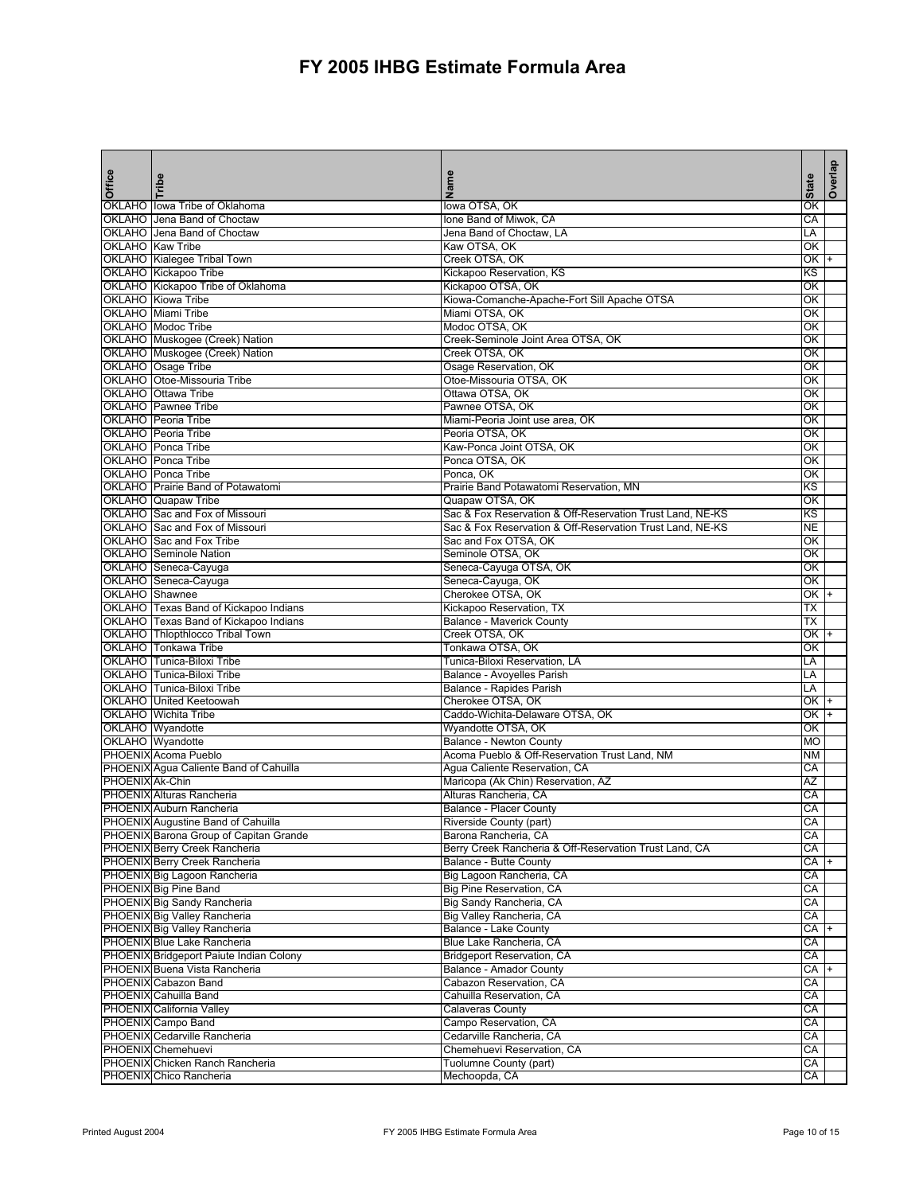# FY 2005 IHBG Estimate Formula Area

| Office | Tribe | Name | State | Overlap |
|---|---|---|---|---|
| OKLAHO | Iowa Tribe of Oklahoma | Iowa OTSA, OK | OK | |
| OKLAHO | Jena Band of Choctaw | Ione Band of Miwok, CA | CA | |
| OKLAHO | Jena Band of Choctaw | Jena Band of Choctaw, LA | LA | |
| OKLAHO | Kaw Tribe | Kaw OTSA, OK | OK | |
| OKLAHO | Kialegee Tribal Town | Creek OTSA, OK | OK | + |
| OKLAHO | Kickapoo Tribe | Kickapoo Reservation, KS | KS | |
| OKLAHO | Kickapoo Tribe of Oklahoma | Kickapoo OTSA, OK | OK | |
| OKLAHO | Kiowa Tribe | Kiowa-Comanche-Apache-Fort Sill Apache OTSA | OK | |
| OKLAHO | Miami Tribe | Miami OTSA, OK | OK | |
| OKLAHO | Modoc Tribe | Modoc OTSA, OK | OK | |
| OKLAHO | Muskogee (Creek) Nation | Creek-Seminole Joint Area OTSA, OK | OK | |
| OKLAHO | Muskogee (Creek) Nation | Creek OTSA, OK | OK | |
| OKLAHO | Osage Tribe | Osage Reservation, OK | OK | |
| OKLAHO | Otoe-Missouria Tribe | Otoe-Missouria OTSA, OK | OK | |
| OKLAHO | Ottawa Tribe | Ottawa OTSA, OK | OK | |
| OKLAHO | Pawnee Tribe | Pawnee OTSA, OK | OK | |
| OKLAHO | Peoria Tribe | Miami-Peoria Joint use area, OK | OK | |
| OKLAHO | Peoria Tribe | Peoria OTSA, OK | OK | |
| OKLAHO | Ponca Tribe | Kaw-Ponca Joint OTSA, OK | OK | |
| OKLAHO | Ponca Tribe | Ponca OTSA, OK | OK | |
| OKLAHO | Ponca Tribe | Ponca, OK | OK | |
| OKLAHO | Prairie Band of Potawatomi | Prairie Band Potawatomi Reservation, MN | KS | |
| OKLAHO | Quapaw Tribe | Quapaw OTSA, OK | OK | |
| OKLAHO | Sac and Fox of Missouri | Sac & Fox Reservation & Off-Reservation Trust Land, NE-KS | KS | |
| OKLAHO | Sac and Fox of Missouri | Sac & Fox Reservation & Off-Reservation Trust Land, NE-KS | NE | |
| OKLAHO | Sac and Fox Tribe | Sac and Fox OTSA, OK | OK | |
| OKLAHO | Seminole Nation | Seminole OTSA, OK | OK | |
| OKLAHO | Seneca-Cayuga | Seneca-Cayuga OTSA, OK | OK | |
| OKLAHO | Seneca-Cayuga | Seneca-Cayuga, OK | OK | |
| OKLAHO | Shawnee | Cherokee OTSA, OK | OK | + |
| OKLAHO | Texas Band of Kickapoo Indians | Kickapoo Reservation, TX | TX | |
| OKLAHO | Texas Band of Kickapoo Indians | Balance - Maverick County | TX | |
| OKLAHO | Thlopthlocco Tribal Town | Creek OTSA, OK | OK | + |
| OKLAHO | Tonkawa Tribe | Tonkawa OTSA, OK | OK | |
| OKLAHO | Tunica-Biloxi Tribe | Tunica-Biloxi Reservation, LA | LA | |
| OKLAHO | Tunica-Biloxi Tribe | Balance - Avoyelles Parish | LA | |
| OKLAHO | Tunica-Biloxi Tribe | Balance - Rapides Parish | LA | |
| OKLAHO | United Keetoowah | Cherokee OTSA, OK | OK | + |
| OKLAHO | Wichita Tribe | Caddo-Wichita-Delaware OTSA, OK | OK | + |
| OKLAHO | Wyandotte | Wyandotte OTSA, OK | OK | |
| OKLAHO | Wyandotte | Balance - Newton County | MO | |
| PHOENIX | Acoma Pueblo | Acoma Pueblo & Off-Reservation Trust Land, NM | NM | |
| PHOENIX | Agua Caliente Band of Cahuilla | Agua Caliente Reservation, CA | CA | |
| PHOENIX | Ak-Chin | Maricopa (Ak Chin) Reservation, AZ | AZ | |
| PHOENIX | Alturas Rancheria | Alturas Rancheria, CA | CA | |
| PHOENIX | Auburn Rancheria | Balance - Placer County | CA | |
| PHOENIX | Augustine Band of Cahuilla | Riverside County (part) | CA | |
| PHOENIX | Barona Group of Capitan Grande | Barona Rancheria, CA | CA | |
| PHOENIX | Berry Creek Rancheria | Berry Creek Rancheria & Off-Reservation Trust Land, CA | CA | |
| PHOENIX | Berry Creek Rancheria | Balance - Butte County | CA | + |
| PHOENIX | Big Lagoon Rancheria | Big Lagoon Rancheria, CA | CA | |
| PHOENIX | Big Pine Band | Big Pine Reservation, CA | CA | |
| PHOENIX | Big Sandy Rancheria | Big Sandy Rancheria, CA | CA | |
| PHOENIX | Big Valley Rancheria | Big Valley Rancheria, CA | CA | |
| PHOENIX | Big Valley Rancheria | Balance - Lake County | CA | + |
| PHOENIX | Blue Lake Rancheria | Blue Lake Rancheria, CA | CA | |
| PHOENIX | Bridgeport Paiute Indian Colony | Bridgeport Reservation, CA | CA | |
| PHOENIX | Buena Vista Rancheria | Balance - Amador County | CA | + |
| PHOENIX | Cabazon Band | Cabazon Reservation, CA | CA | |
| PHOENIX | Cahuilla Band | Cahuilla Reservation, CA | CA | |
| PHOENIX | California Valley | Calaveras County | CA | |
| PHOENIX | Campo Band | Campo Reservation, CA | CA | |
| PHOENIX | Cedarville Rancheria | Cedarville Rancheria, CA | CA | |
| PHOENIX | Chemehuevi | Chemehuevi Reservation, CA | CA | |
| PHOENIX | Chicken Ranch Rancheria | Tuolumne County (part) | CA | |
| PHOENIX | Chico Rancheria | Mechoopda, CA | CA | |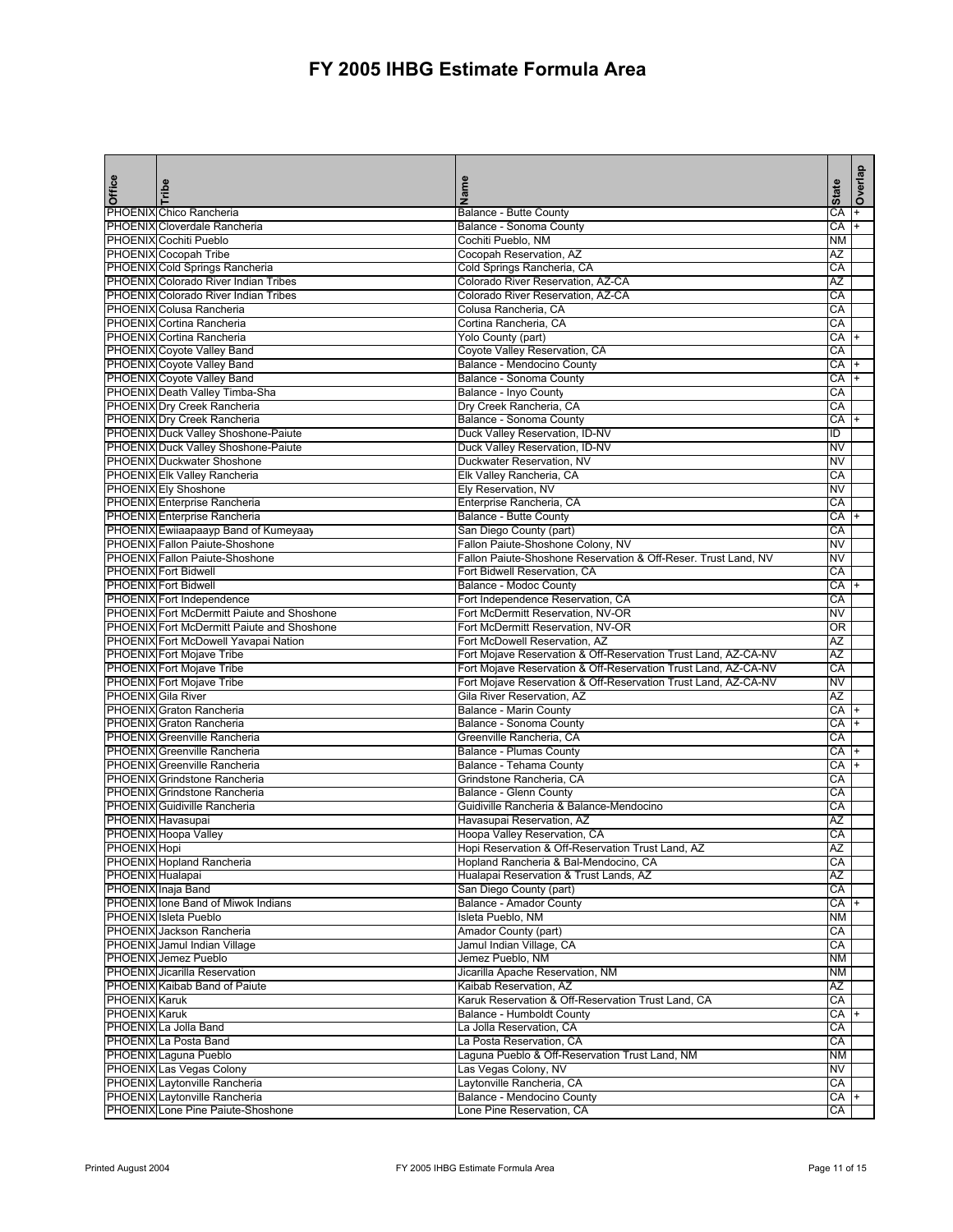# FY 2005 IHBG Estimate Formula Area

| Office | Tribe | Name | State | Overlap |
|---|---|---|---|---|
| PHOENIX | Chico Rancheria | Balance - Butte County | CA | + |
| PHOENIX | Cloverdale Rancheria | Balance - Sonoma County | CA | + |
| PHOENIX | Cochiti Pueblo | Cochiti Pueblo, NM | NM | |
| PHOENIX | Cocopah Tribe | Cocopah Reservation, AZ | AZ | |
| PHOENIX | Cold Springs Rancheria | Cold Springs Rancheria, CA | CA | |
| PHOENIX | Colorado River Indian Tribes | Colorado River Reservation, AZ-CA | AZ | |
| PHOENIX | Colorado River Indian Tribes | Colorado River Reservation, AZ-CA | CA | |
| PHOENIX | Colusa Rancheria | Colusa Rancheria, CA | CA | |
| PHOENIX | Cortina Rancheria | Cortina Rancheria, CA | CA | |
| PHOENIX | Cortina Rancheria | Yolo County (part) | CA | + |
| PHOENIX | Coyote Valley Band | Coyote Valley Reservation, CA | CA | |
| PHOENIX | Coyote Valley Band | Balance - Mendocino County | CA | + |
| PHOENIX | Coyote Valley Band | Balance - Sonoma County | CA | + |
| PHOENIX | Death Valley Timba-Sha | Balance - Inyo County | CA | |
| PHOENIX | Dry Creek Rancheria | Dry Creek Rancheria, CA | CA | |
| PHOENIX | Dry Creek Rancheria | Balance - Sonoma County | CA | + |
| PHOENIX | Duck Valley Shoshone-Paiute | Duck Valley Reservation, ID-NV | ID | |
| PHOENIX | Duck Valley Shoshone-Paiute | Duck Valley Reservation, ID-NV | NV | |
| PHOENIX | Duckwater Shoshone | Duckwater Reservation, NV | NV | |
| PHOENIX | Elk Valley Rancheria | Elk Valley Rancheria, CA | CA | |
| PHOENIX | Ely Shoshone | Ely Reservation, NV | NV | |
| PHOENIX | Enterprise Rancheria | Enterprise Rancheria, CA | CA | |
| PHOENIX | Enterprise Rancheria | Balance - Butte County | CA | + |
| PHOENIX | Ewiiaapaayp Band of Kumeyaay | San Diego County (part) | CA | |
| PHOENIX | Fallon Paiute-Shoshone | Fallon Paiute-Shoshone Colony, NV | NV | |
| PHOENIX | Fallon Paiute-Shoshone | Fallon Paiute-Shoshone Reservation & Off-Reser. Trust Land, NV | NV | |
| PHOENIX | Fort Bidwell | Fort Bidwell Reservation, CA | CA | |
| PHOENIX | Fort Bidwell | Balance - Modoc County | CA | + |
| PHOENIX | Fort Independence | Fort Independence Reservation, CA | CA | |
| PHOENIX | Fort McDermitt Paiute and Shoshone | Fort McDermitt Reservation, NV-OR | NV | |
| PHOENIX | Fort McDermitt Paiute and Shoshone | Fort McDermitt Reservation, NV-OR | OR | |
| PHOENIX | Fort McDowell Yavapai Nation | Fort McDowell Reservation, AZ | AZ | |
| PHOENIX | Fort Mojave Tribe | Fort Mojave Reservation & Off-Reservation Trust Land, AZ-CA-NV | AZ | |
| PHOENIX | Fort Mojave Tribe | Fort Mojave Reservation & Off-Reservation Trust Land, AZ-CA-NV | CA | |
| PHOENIX | Fort Mojave Tribe | Fort Mojave Reservation & Off-Reservation Trust Land, AZ-CA-NV | NV | |
| PHOENIX | Gila River | Gila River Reservation, AZ | AZ | |
| PHOENIX | Graton Rancheria | Balance - Marin County | CA | + |
| PHOENIX | Graton Rancheria | Balance - Sonoma County | CA | + |
| PHOENIX | Greenville Rancheria | Greenville Rancheria, CA | CA | |
| PHOENIX | Greenville Rancheria | Balance - Plumas County | CA | + |
| PHOENIX | Greenville Rancheria | Balance - Tehama County | CA | + |
| PHOENIX | Grindstone Rancheria | Grindstone Rancheria, CA | CA | |
| PHOENIX | Grindstone Rancheria | Balance - Glenn County | CA | |
| PHOENIX | Guidiville Rancheria | Guidiville Rancheria & Balance-Mendocino | CA | |
| PHOENIX | Havasupai | Havasupai Reservation, AZ | AZ | |
| PHOENIX | Hoopa Valley | Hoopa Valley Reservation, CA | CA | |
| PHOENIX | Hopi | Hopi Reservation & Off-Reservation Trust Land, AZ | AZ | |
| PHOENIX | Hopland Rancheria | Hopland Rancheria & Bal-Mendocino, CA | CA | |
| PHOENIX | Hualapai | Hualapai Reservation & Trust Lands, AZ | AZ | |
| PHOENIX | Inaja Band | San Diego County (part) | CA | |
| PHOENIX | Ione Band of Miwok Indians | Balance - Amador County | CA | + |
| PHOENIX | Isleta Pueblo | Isleta Pueblo, NM | NM | |
| PHOENIX | Jackson Rancheria | Amador County (part) | CA | |
| PHOENIX | Jamul Indian Village | Jamul Indian Village, CA | CA | |
| PHOENIX | Jemez Pueblo | Jemez Pueblo, NM | NM | |
| PHOENIX | Jicarilla Reservation | Jicarilla Apache Reservation, NM | NM | |
| PHOENIX | Kaibab Band of Paiute | Kaibab Reservation, AZ | AZ | |
| PHOENIX | Karuk | Karuk Reservation & Off-Reservation Trust Land, CA | CA | |
| PHOENIX | Karuk | Balance - Humboldt County | CA | + |
| PHOENIX | La Jolla Band | La Jolla Reservation, CA | CA | |
| PHOENIX | La Posta Band | La Posta Reservation, CA | CA | |
| PHOENIX | Laguna Pueblo | Laguna Pueblo & Off-Reservation Trust Land, NM | NM | |
| PHOENIX | Las Vegas Colony | Las Vegas Colony, NV | NV | |
| PHOENIX | Laytonville Rancheria | Laytonville Rancheria, CA | CA | |
| PHOENIX | Laytonville Rancheria | Balance - Mendocino County | CA | + |
| PHOENIX | Lone Pine Paiute-Shoshone | Lone Pine Reservation, CA | CA | |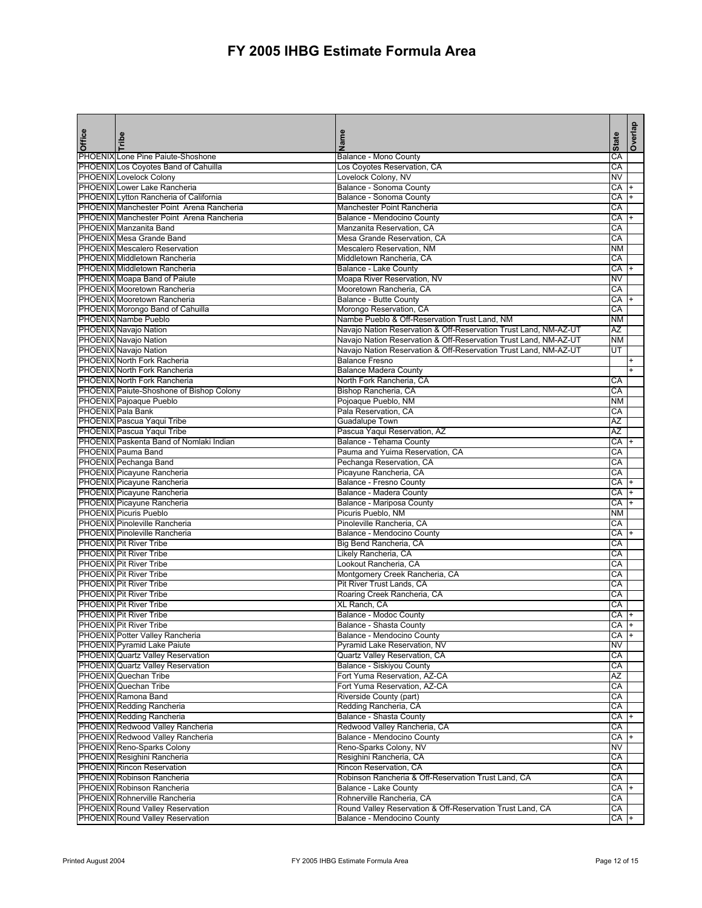# FY 2005 IHBG Estimate Formula Area

| Office | Tribe | Name | State | Overlap |
|---|---|---|---|---|
| PHOENIX | Lone Pine Paiute-Shoshone | Balance - Mono County | CA | |
| PHOENIX | Los Coyotes Band of Cahuilla | Los Coyotes Reservation, CA | CA | |
| PHOENIX | Lovelock Colony | Lovelock Colony, NV | NV | |
| PHOENIX | Lower Lake Rancheria | Balance - Sonoma County | CA | + |
| PHOENIX | Lytton Rancheria of California | Balance - Sonoma County | CA | + |
| PHOENIX | Manchester Point Arena Rancheria | Manchester Point Rancheria | CA | |
| PHOENIX | Manchester Point Arena Rancheria | Balance - Mendocino County | CA | + |
| PHOENIX | Manzanita Band | Manzanita Reservation, CA | CA | |
| PHOENIX | Mesa Grande Band | Mesa Grande Reservation, CA | CA | |
| PHOENIX | Mescalero Reservation | Mescalero Reservation, NM | NM | |
| PHOENIX | Middletown Rancheria | Middletown Rancheria, CA | CA | |
| PHOENIX | Middletown Rancheria | Balance - Lake County | CA | + |
| PHOENIX | Moapa Band of Paiute | Moapa River Reservation, NV | NV | |
| PHOENIX | Mooretown Rancheria | Mooretown Rancheria, CA | CA | |
| PHOENIX | Mooretown Rancheria | Balance - Butte County | CA | + |
| PHOENIX | Morongo Band of Cahuilla | Morongo Reservation, CA | CA | |
| PHOENIX | Nambe Pueblo | Nambe Pueblo & Off-Reservation Trust Land, NM | NM | |
| PHOENIX | Navajo Nation | Navajo Nation Reservation & Off-Reservation Trust Land, NM-AZ-UT | AZ | |
| PHOENIX | Navajo Nation | Navajo Nation Reservation & Off-Reservation Trust Land, NM-AZ-UT | NM | |
| PHOENIX | Navajo Nation | Navajo Nation Reservation & Off-Reservation Trust Land, NM-AZ-UT | UT | |
| PHOENIX | North Fork Racheria | Balance Fresno | | + |
| PHOENIX | North Fork Rancheria | Balance Madera County | | + |
| PHOENIX | North Fork Rancheria | North Fork Rancheria, CA | CA | |
| PHOENIX | Paiute-Shoshone of Bishop Colony | Bishop Rancheria, CA | CA | |
| PHOENIX | Pajoaque Pueblo | Pojoaque Pueblo, NM | NM | |
| PHOENIX | Pala Bank | Pala Reservation, CA | CA | |
| PHOENIX | Pascua Yaqui Tribe | Guadalupe Town | AZ | |
| PHOENIX | Pascua Yaqui Tribe | Pascua Yaqui Reservation, AZ | AZ | |
| PHOENIX | Paskenta Band of Nomlaki Indian | Balance - Tehama County | CA | + |
| PHOENIX | Pauma Band | Pauma and Yuima Reservation, CA | CA | |
| PHOENIX | Pechanga Band | Pechanga Reservation, CA | CA | |
| PHOENIX | Picayune Rancheria | Picayune Rancheria, CA | CA | |
| PHOENIX | Picayune Rancheria | Balance - Fresno County | CA | + |
| PHOENIX | Picayune Rancheria | Balance - Madera County | CA | + |
| PHOENIX | Picayune Rancheria | Balance - Mariposa County | CA | + |
| PHOENIX | Picuris Pueblo | Picuris Pueblo, NM | NM | |
| PHOENIX | Pinoleville Rancheria | Pinoleville Rancheria, CA | CA | |
| PHOENIX | Pinoleville Rancheria | Balance - Mendocino County | CA | + |
| PHOENIX | Pit River Tribe | Big Bend Rancheria, CA | CA | |
| PHOENIX | Pit River Tribe | Likely Rancheria, CA | CA | |
| PHOENIX | Pit River Tribe | Lookout Rancheria, CA | CA | |
| PHOENIX | Pit River Tribe | Montgomery Creek Rancheria, CA | CA | |
| PHOENIX | Pit River Tribe | Pit River Trust Lands, CA | CA | |
| PHOENIX | Pit River Tribe | Roaring Creek Rancheria, CA | CA | |
| PHOENIX | Pit River Tribe | XL Ranch, CA | CA | |
| PHOENIX | Pit River Tribe | Balance - Modoc County | CA | + |
| PHOENIX | Pit River Tribe | Balance - Shasta County | CA | + |
| PHOENIX | Potter Valley Rancheria | Balance - Mendocino County | CA | + |
| PHOENIX | Pyramid Lake Paiute | Pyramid Lake Reservation, NV | NV | |
| PHOENIX | Quartz Valley Reservation | Quartz Valley Reservation, CA | CA | |
| PHOENIX | Quartz Valley Reservation | Balance - Siskiyou County | CA | |
| PHOENIX | Quechan Tribe | Fort Yuma Reservation, AZ-CA | AZ | |
| PHOENIX | Quechan Tribe | Fort Yuma Reservation, AZ-CA | CA | |
| PHOENIX | Ramona Band | Riverside County (part) | CA | |
| PHOENIX | Redding Rancheria | Redding Rancheria, CA | CA | |
| PHOENIX | Redding Rancheria | Balance - Shasta County | CA | + |
| PHOENIX | Redwood Valley Rancheria | Redwood Valley Rancheria, CA | CA | |
| PHOENIX | Redwood Valley Rancheria | Balance - Mendocino County | CA | + |
| PHOENIX | Reno-Sparks Colony | Reno-Sparks Colony, NV | NV | |
| PHOENIX | Resighini Rancheria | Resighini Rancheria, CA | CA | |
| PHOENIX | Rincon Reservation | Rincon Reservation, CA | CA | |
| PHOENIX | Robinson Rancheria | Robinson Rancheria & Off-Reservation Trust Land, CA | CA | |
| PHOENIX | Robinson Rancheria | Balance - Lake County | CA | + |
| PHOENIX | Rohnerville Rancheria | Rohnerville Rancheria, CA | CA | |
| PHOENIX | Round Valley Reservation | Round Valley Reservation & Off-Reservation Trust Land, CA | CA | |
| PHOENIX | Round Valley Reservation | Balance - Mendocino County | CA | + |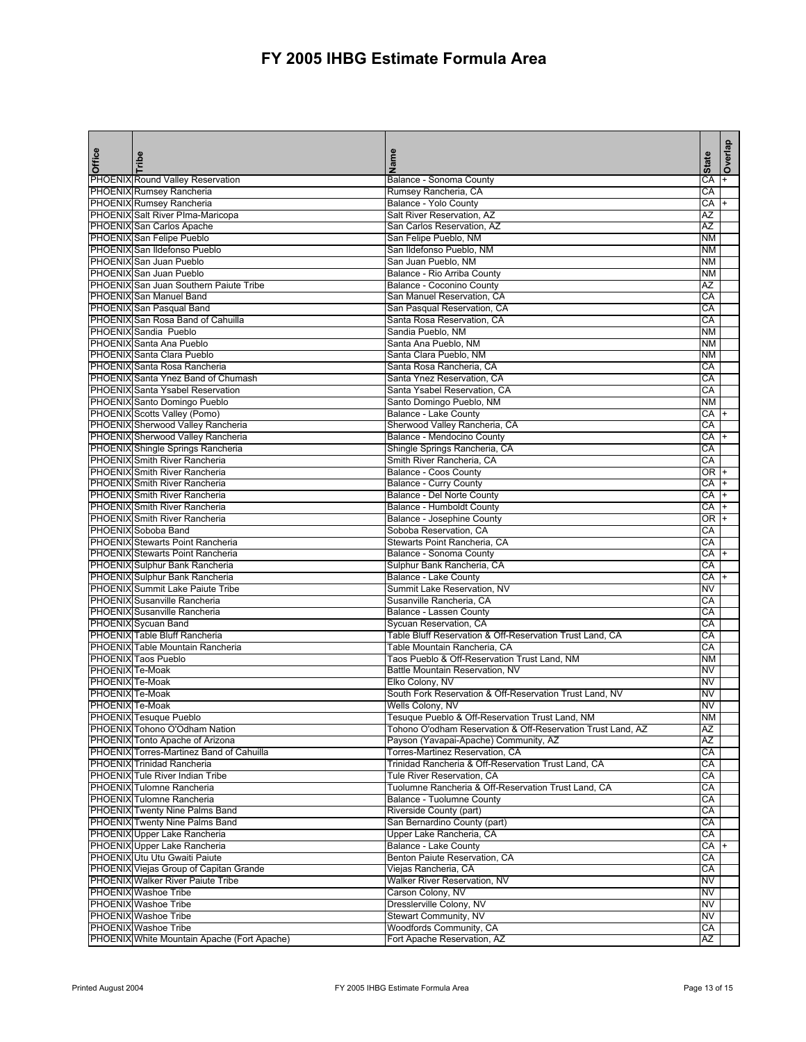# FY 2005 IHBG Estimate Formula Area

| Office | Tribe | Name | State | Overlap |
|---|---|---|---|---|
| PHOENIX | Round Valley Reservation | Balance - Sonoma County | CA | + |
| PHOENIX | Rumsey Rancheria | Rumsey Rancheria, CA | CA | |
| PHOENIX | Rumsey Rancheria | Balance - Yolo County | CA | + |
| PHOENIX | Salt River PIma-Maricopa | Salt River Reservation, AZ | AZ | |
| PHOENIX | San Carlos Apache | San Carlos Reservation, AZ | AZ | |
| PHOENIX | San Felipe Pueblo | San Felipe Pueblo, NM | NM | |
| PHOENIX | San Ildefonso Pueblo | San Ildefonso Pueblo, NM | NM | |
| PHOENIX | San Juan Pueblo | San Juan Pueblo, NM | NM | |
| PHOENIX | San Juan Pueblo | Balance - Rio Arriba County | NM | |
| PHOENIX | San Juan Southern Paiute Tribe | Balance - Coconino County | AZ | |
| PHOENIX | San Manuel Band | San Manuel Reservation, CA | CA | |
| PHOENIX | San Pasqual Band | San Pasqual Reservation, CA | CA | |
| PHOENIX | San Rosa Band of Cahuilla | Santa Rosa Reservation, CA | CA | |
| PHOENIX | Sandia Pueblo | Sandia Pueblo, NM | NM | |
| PHOENIX | Santa Ana Pueblo | Santa Ana Pueblo, NM | NM | |
| PHOENIX | Santa Clara Pueblo | Santa Clara Pueblo, NM | NM | |
| PHOENIX | Santa Rosa Rancheria | Santa Rosa Rancheria, CA | CA | |
| PHOENIX | Santa Ynez Band of Chumash | Santa Ynez Reservation, CA | CA | |
| PHOENIX | Santa Ysabel Reservation | Santa Ysabel Reservation, CA | CA | |
| PHOENIX | Santo Domingo Pueblo | Santo Domingo Pueblo, NM | NM | |
| PHOENIX | Scotts Valley (Pomo) | Balance - Lake County | CA | + |
| PHOENIX | Sherwood Valley Rancheria | Sherwood Valley Rancheria, CA | CA | |
| PHOENIX | Sherwood Valley Rancheria | Balance - Mendocino County | CA | + |
| PHOENIX | Shingle Springs Rancheria | Shingle Springs Rancheria, CA | CA | |
| PHOENIX | Smith River Rancheria | Smith River Rancheria, CA | CA | |
| PHOENIX | Smith River Rancheria | Balance - Coos County | OR | + |
| PHOENIX | Smith River Rancheria | Balance - Curry County | CA | + |
| PHOENIX | Smith River Rancheria | Balance - Del Norte County | CA | + |
| PHOENIX | Smith River Rancheria | Balance - Humboldt County | CA | + |
| PHOENIX | Smith River Rancheria | Balance - Josephine County | OR | + |
| PHOENIX | Soboba Band | Soboba Reservation, CA | CA | |
| PHOENIX | Stewarts Point Rancheria | Stewarts Point Rancheria, CA | CA | |
| PHOENIX | Stewarts Point Rancheria | Balance - Sonoma County | CA | + |
| PHOENIX | Sulphur Bank Rancheria | Sulphur Bank Rancheria, CA | CA | |
| PHOENIX | Sulphur Bank Rancheria | Balance - Lake County | CA | + |
| PHOENIX | Summit Lake Paiute Tribe | Summit Lake Reservation, NV | NV | |
| PHOENIX | Susanville Rancheria | Susanville Rancheria, CA | CA | |
| PHOENIX | Susanville Rancheria | Balance - Lassen County | CA | |
| PHOENIX | Sycuan Band | Sycuan Reservation, CA | CA | |
| PHOENIX | Table Bluff Rancheria | Table Bluff Reservation & Off-Reservation Trust Land, CA | CA | |
| PHOENIX | Table Mountain Rancheria | Table Mountain Rancheria, CA | CA | |
| PHOENIX | Taos Pueblo | Taos Pueblo & Off-Reservation Trust Land, NM | NM | |
| PHOENIX | Te-Moak | Battle Mountain Reservation, NV | NV | |
| PHOENIX | Te-Moak | Elko Colony, NV | NV | |
| PHOENIX | Te-Moak | South Fork Reservation & Off-Reservation Trust Land, NV | NV | |
| PHOENIX | Te-Moak | Wells Colony, NV | NV | |
| PHOENIX | Tesuque Pueblo | Tesuque Pueblo & Off-Reservation Trust Land, NM | NM | |
| PHOENIX | Tohono O'Odham Nation | Tohono O'odham Reservation & Off-Reservation Trust Land, AZ | AZ | |
| PHOENIX | Tonto Apache of Arizona | Payson (Yavapai-Apache) Community, AZ | AZ | |
| PHOENIX | Torres-Martinez Band of Cahuilla | Torres-Martinez Reservation, CA | CA | |
| PHOENIX | Trinidad Rancheria | Trinidad Rancheria & Off-Reservation Trust Land, CA | CA | |
| PHOENIX | Tule River Indian Tribe | Tule River Reservation, CA | CA | |
| PHOENIX | Tulomne Rancheria | Tuolumne Rancheria & Off-Reservation Trust Land, CA | CA | |
| PHOENIX | Tulomne Rancheria | Balance - Tuolumne County | CA | |
| PHOENIX | Twenty Nine Palms Band | Riverside County (part) | CA | |
| PHOENIX | Twenty Nine Palms Band | San Bernardino County (part) | CA | |
| PHOENIX | Upper Lake Rancheria | Upper Lake Rancheria, CA | CA | |
| PHOENIX | Upper Lake Rancheria | Balance - Lake County | CA | + |
| PHOENIX | Utu Utu Gwaiti Paiute | Benton Paiute Reservation, CA | CA | |
| PHOENIX | Viejas Group of Capitan Grande | Viejas Rancheria, CA | CA | |
| PHOENIX | Walker River Paiute Tribe | Walker River Reservation, NV | NV | |
| PHOENIX | Washoe Tribe | Carson Colony, NV | NV | |
| PHOENIX | Washoe Tribe | Dresslerville Colony, NV | NV | |
| PHOENIX | Washoe Tribe | Stewart Community, NV | NV | |
| PHOENIX | Washoe Tribe | Woodfords Community, CA | CA | |
| PHOENIX | White Mountain Apache (Fort Apache) | Fort Apache Reservation, AZ | AZ | |

Printed August 2004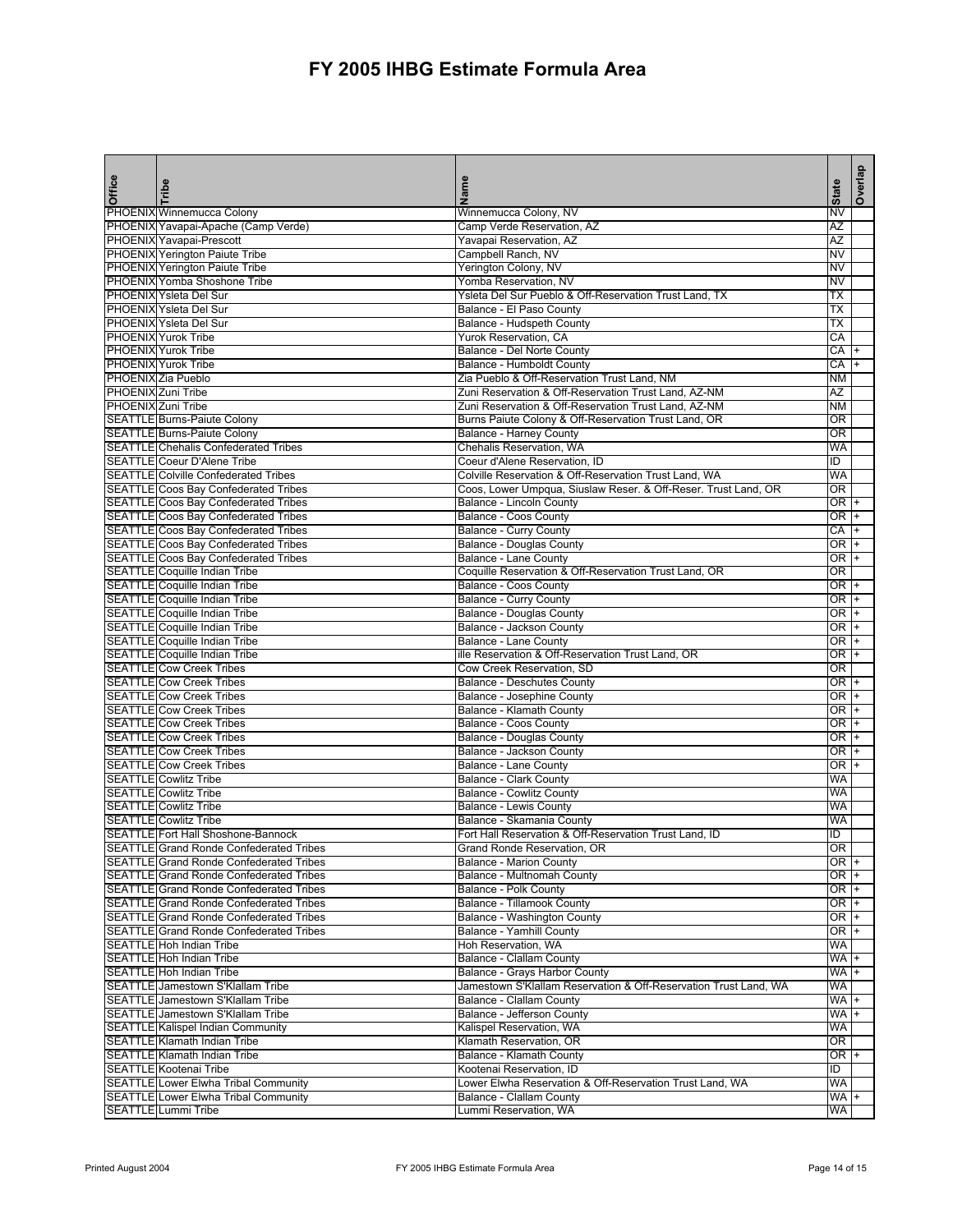# FY 2005 IHBG Estimate Formula Area

| Office | Tribe | Name | State | Overlap |
|---|---|---|---|---|
| PHOENIX | Winnemucca Colony | Winnemucca Colony, NV | NV | |
| PHOENIX | Yavapai-Apache (Camp Verde) | Camp Verde Reservation, AZ | AZ | |
| PHOENIX | Yavapai-Prescott | Yavapai Reservation, AZ | AZ | |
| PHOENIX | Yerington Paiute Tribe | Campbell Ranch, NV | NV | |
| PHOENIX | Yerington Paiute Tribe | Yerington Colony, NV | NV | |
| PHOENIX | Yomba Shoshone Tribe | Yomba Reservation, NV | NV | |
| PHOENIX | Ysleta Del Sur | Ysleta Del Sur Pueblo & Off-Reservation Trust Land, TX | TX | |
| PHOENIX | Ysleta Del Sur | Balance - El Paso County | TX | |
| PHOENIX | Ysleta Del Sur | Balance - Hudspeth County | TX | |
| PHOENIX | Yurok Tribe | Yurok Reservation, CA | CA | |
| PHOENIX | Yurok Tribe | Balance - Del Norte County | CA | + |
| PHOENIX | Yurok Tribe | Balance - Humboldt County | CA | + |
| PHOENIX | Zia Pueblo | Zia Pueblo & Off-Reservation Trust Land, NM | NM | |
| PHOENIX | Zuni Tribe | Zuni Reservation & Off-Reservation Trust Land, AZ-NM | AZ | |
| PHOENIX | Zuni Tribe | Zuni Reservation & Off-Reservation Trust Land, AZ-NM | NM | |
| SEATTLE | Burns-Paiute Colony | Burns Paiute Colony & Off-Reservation Trust Land, OR | OR | |
| SEATTLE | Burns-Paiute Colony | Balance - Harney County | OR | |
| SEATTLE | Chehalis Confederated Tribes | Chehalis Reservation, WA | WA | |
| SEATTLE | Coeur D'Alene Tribe | Coeur d'Alene Reservation, ID | ID | |
| SEATTLE | Colville Confederated Tribes | Colville Reservation & Off-Reservation Trust Land, WA | WA | |
| SEATTLE | Coos Bay Confederated Tribes | Coos, Lower Umpqua, Siuslaw Reser. & Off-Reser. Trust Land, OR | OR | |
| SEATTLE | Coos Bay Confederated Tribes | Balance - Lincoln County | OR | + |
| SEATTLE | Coos Bay Confederated Tribes | Balance - Coos County | OR | + |
| SEATTLE | Coos Bay Confederated Tribes | Balance - Curry County | CA | + |
| SEATTLE | Coos Bay Confederated Tribes | Balance - Douglas County | OR | + |
| SEATTLE | Coos Bay Confederated Tribes | Balance - Lane County | OR | + |
| SEATTLE | Coquille Indian Tribe | Coquille Reservation & Off-Reservation Trust Land, OR | OR | |
| SEATTLE | Coquille Indian Tribe | Balance - Coos County | OR | + |
| SEATTLE | Coquille Indian Tribe | Balance - Curry County | OR | + |
| SEATTLE | Coquille Indian Tribe | Balance - Douglas County | OR | + |
| SEATTLE | Coquille Indian Tribe | Balance - Jackson County | OR | + |
| SEATTLE | Coquille Indian Tribe | Balance - Lane County | OR | + |
| SEATTLE | Coquille Indian Tribe | ille Reservation & Off-Reservation Trust Land, OR | OR | + |
| SEATTLE | Cow Creek Tribes | Cow Creek Reservation, SD | OR | |
| SEATTLE | Cow Creek Tribes | Balance - Deschutes County | OR | + |
| SEATTLE | Cow Creek Tribes | Balance - Josephine County | OR | + |
| SEATTLE | Cow Creek Tribes | Balance - Klamath County | OR | + |
| SEATTLE | Cow Creek Tribes | Balance - Coos County | OR | + |
| SEATTLE | Cow Creek Tribes | Balance - Douglas County | OR | + |
| SEATTLE | Cow Creek Tribes | Balance - Jackson County | OR | + |
| SEATTLE | Cow Creek Tribes | Balance - Lane County | OR | + |
| SEATTLE | Cowlitz Tribe | Balance - Clark County | WA | |
| SEATTLE | Cowlitz Tribe | Balance - Cowlitz County | WA | |
| SEATTLE | Cowlitz Tribe | Balance - Lewis County | WA | |
| SEATTLE | Cowlitz Tribe | Balance - Skamania County | WA | |
| SEATTLE | Fort Hall Shoshone-Bannock | Fort Hall Reservation & Off-Reservation Trust Land, ID | ID | |
| SEATTLE | Grand Ronde Confederated Tribes | Grand Ronde Reservation, OR | OR | |
| SEATTLE | Grand Ronde Confederated Tribes | Balance - Marion County | OR | + |
| SEATTLE | Grand Ronde Confederated Tribes | Balance - Multnomah County | OR | + |
| SEATTLE | Grand Ronde Confederated Tribes | Balance - Polk County | OR | + |
| SEATTLE | Grand Ronde Confederated Tribes | Balance - Tillamook County | OR | + |
| SEATTLE | Grand Ronde Confederated Tribes | Balance - Washington County | OR | + |
| SEATTLE | Grand Ronde Confederated Tribes | Balance - Yamhill County | OR | + |
| SEATTLE | Hoh Indian Tribe | Hoh Reservation, WA | WA | |
| SEATTLE | Hoh Indian Tribe | Balance - Clallam County | WA | + |
| SEATTLE | Hoh Indian Tribe | Balance - Grays Harbor County | WA | + |
| SEATTLE | Jamestown S'Klallam Tribe | Jamestown S'Klallam Reservation & Off-Reservation Trust Land, WA | WA | |
| SEATTLE | Jamestown S'Klallam Tribe | Balance - Clallam County | WA | + |
| SEATTLE | Jamestown S'Klallam Tribe | Balance - Jefferson County | WA | + |
| SEATTLE | Kalispel Indian Community | Kalispel Reservation, WA | WA | |
| SEATTLE | Klamath Indian Tribe | Klamath Reservation, OR | OR | |
| SEATTLE | Klamath Indian Tribe | Balance - Klamath County | OR | + |
| SEATTLE | Kootenai Tribe | Kootenai Reservation, ID | ID | |
| SEATTLE | Lower Elwha Tribal Community | Lower Elwha Reservation & Off-Reservation Trust Land, WA | WA | |
| SEATTLE | Lower Elwha Tribal Community | Balance - Clallam County | WA | + |
| SEATTLE | Lummi Tribe | Lummi Reservation, WA | WA | |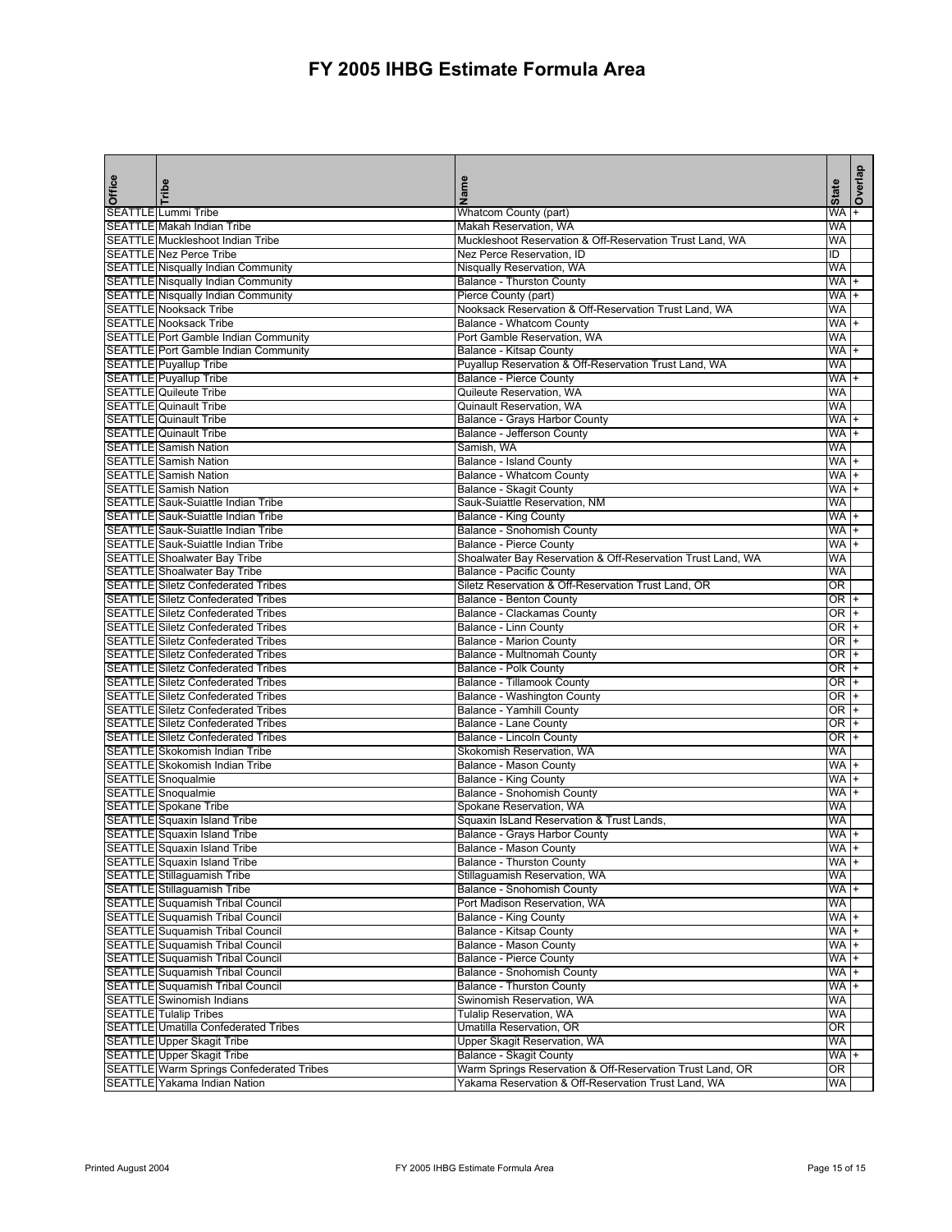# FY 2005 IHBG Estimate Formula Area

| Office | Tribe | Name | State | Overlap |
|---|---|---|---|---|
| SEATTLE | Lummi Tribe | Whatcom County (part) | WA | + |
| SEATTLE | Makah Indian Tribe | Makah Reservation, WA | WA | |
| SEATTLE | Muckleshoot Indian Tribe | Muckleshoot Reservation & Off-Reservation Trust Land, WA | WA | |
| SEATTLE | Nez Perce Tribe | Nez Perce Reservation, ID | ID | |
| SEATTLE | Nisqually Indian Community | Nisqually Reservation, WA | WA | |
| SEATTLE | Nisqually Indian Community | Balance - Thurston County | WA | + |
| SEATTLE | Nisqually Indian Community | Pierce County (part) | WA | + |
| SEATTLE | Nooksack Tribe | Nooksack Reservation & Off-Reservation Trust Land, WA | WA | |
| SEATTLE | Nooksack Tribe | Balance - Whatcom County | WA | + |
| SEATTLE | Port Gamble Indian Community | Port Gamble Reservation, WA | WA | |
| SEATTLE | Port Gamble Indian Community | Balance - Kitsap County | WA | + |
| SEATTLE | Puyallup Tribe | Puyallup Reservation & Off-Reservation Trust Land, WA | WA | |
| SEATTLE | Puyallup Tribe | Balance - Pierce County | WA | + |
| SEATTLE | Quileute Tribe | Quileute Reservation, WA | WA | |
| SEATTLE | Quinault Tribe | Quinault Reservation, WA | WA | |
| SEATTLE | Quinault Tribe | Balance - Grays Harbor County | WA | + |
| SEATTLE | Quinault Tribe | Balance - Jefferson County | WA | + |
| SEATTLE | Samish Nation | Samish, WA | WA | |
| SEATTLE | Samish Nation | Balance - Island County | WA | + |
| SEATTLE | Samish Nation | Balance - Whatcom County | WA | + |
| SEATTLE | Samish Nation | Balance - Skagit County | WA | + |
| SEATTLE | Sauk-Suiattle Indian Tribe | Sauk-Suiattle Reservation, NM | WA | |
| SEATTLE | Sauk-Suiattle Indian Tribe | Balance - King County | WA | + |
| SEATTLE | Sauk-Suiattle Indian Tribe | Balance - Snohomish County | WA | + |
| SEATTLE | Sauk-Suiattle Indian Tribe | Balance - Pierce County | WA | + |
| SEATTLE | Shoalwater Bay Tribe | Shoalwater Bay Reservation & Off-Reservation Trust Land, WA | WA | |
| SEATTLE | Shoalwater Bay Tribe | Balance - Pacific County | WA | |
| SEATTLE | Siletz Confederated Tribes | Siletz Reservation & Off-Reservation Trust Land, OR | OR | |
| SEATTLE | Siletz Confederated Tribes | Balance - Benton County | OR | + |
| SEATTLE | Siletz Confederated Tribes | Balance - Clackamas County | OR | + |
| SEATTLE | Siletz Confederated Tribes | Balance - Linn County | OR | + |
| SEATTLE | Siletz Confederated Tribes | Balance - Marion County | OR | + |
| SEATTLE | Siletz Confederated Tribes | Balance - Multnomah County | OR | + |
| SEATTLE | Siletz Confederated Tribes | Balance - Polk County | OR | + |
| SEATTLE | Siletz Confederated Tribes | Balance - Tillamook County | OR | + |
| SEATTLE | Siletz Confederated Tribes | Balance - Washington County | OR | + |
| SEATTLE | Siletz Confederated Tribes | Balance - Yamhill County | OR | + |
| SEATTLE | Siletz Confederated Tribes | Balance - Lane County | OR | + |
| SEATTLE | Siletz Confederated Tribes | Balance - Lincoln County | OR | + |
| SEATTLE | Skokomish Indian Tribe | Skokomish Reservation, WA | WA | |
| SEATTLE | Skokomish Indian Tribe | Balance - Mason County | WA | + |
| SEATTLE | Snoqualmie | Balance - King County | WA | + |
| SEATTLE | Snoqualmie | Balance - Snohomish County | WA | + |
| SEATTLE | Spokane Tribe | Spokane Reservation, WA | WA | |
| SEATTLE | Squaxin Island Tribe | Squaxin IsLand Reservation & Trust Lands, | WA | |
| SEATTLE | Squaxin Island Tribe | Balance - Grays Harbor County | WA | + |
| SEATTLE | Squaxin Island Tribe | Balance - Mason County | WA | + |
| SEATTLE | Squaxin Island Tribe | Balance - Thurston County | WA | + |
| SEATTLE | Stillaguamish Tribe | Stillaguamish Reservation, WA | WA | |
| SEATTLE | Stillaguamish Tribe | Balance - Snohomish County | WA | + |
| SEATTLE | Suquamish Tribal Council | Port Madison Reservation, WA | WA | |
| SEATTLE | Suquamish Tribal Council | Balance - King County | WA | + |
| SEATTLE | Suquamish Tribal Council | Balance - Kitsap County | WA | + |
| SEATTLE | Suquamish Tribal Council | Balance - Mason County | WA | + |
| SEATTLE | Suquamish Tribal Council | Balance - Pierce County | WA | + |
| SEATTLE | Suquamish Tribal Council | Balance - Snohomish County | WA | + |
| SEATTLE | Suquamish Tribal Council | Balance - Thurston County | WA | + |
| SEATTLE | Swinomish Indians | Swinomish Reservation, WA | WA | |
| SEATTLE | Tulalip Tribes | Tulalip Reservation, WA | WA | |
| SEATTLE | Umatilla Confederated Tribes | Umatilla Reservation, OR | OR | |
| SEATTLE | Upper Skagit Tribe | Upper Skagit Reservation, WA | WA | |
| SEATTLE | Upper Skagit Tribe | Balance - Skagit County | WA | + |
| SEATTLE | Warm Springs Confederated Tribes | Warm Springs Reservation & Off-Reservation Trust Land, OR | OR | |
| SEATTLE | Yakama Indian Nation | Yakama Reservation & Off-Reservation Trust Land, WA | WA | |

Printed August 2004